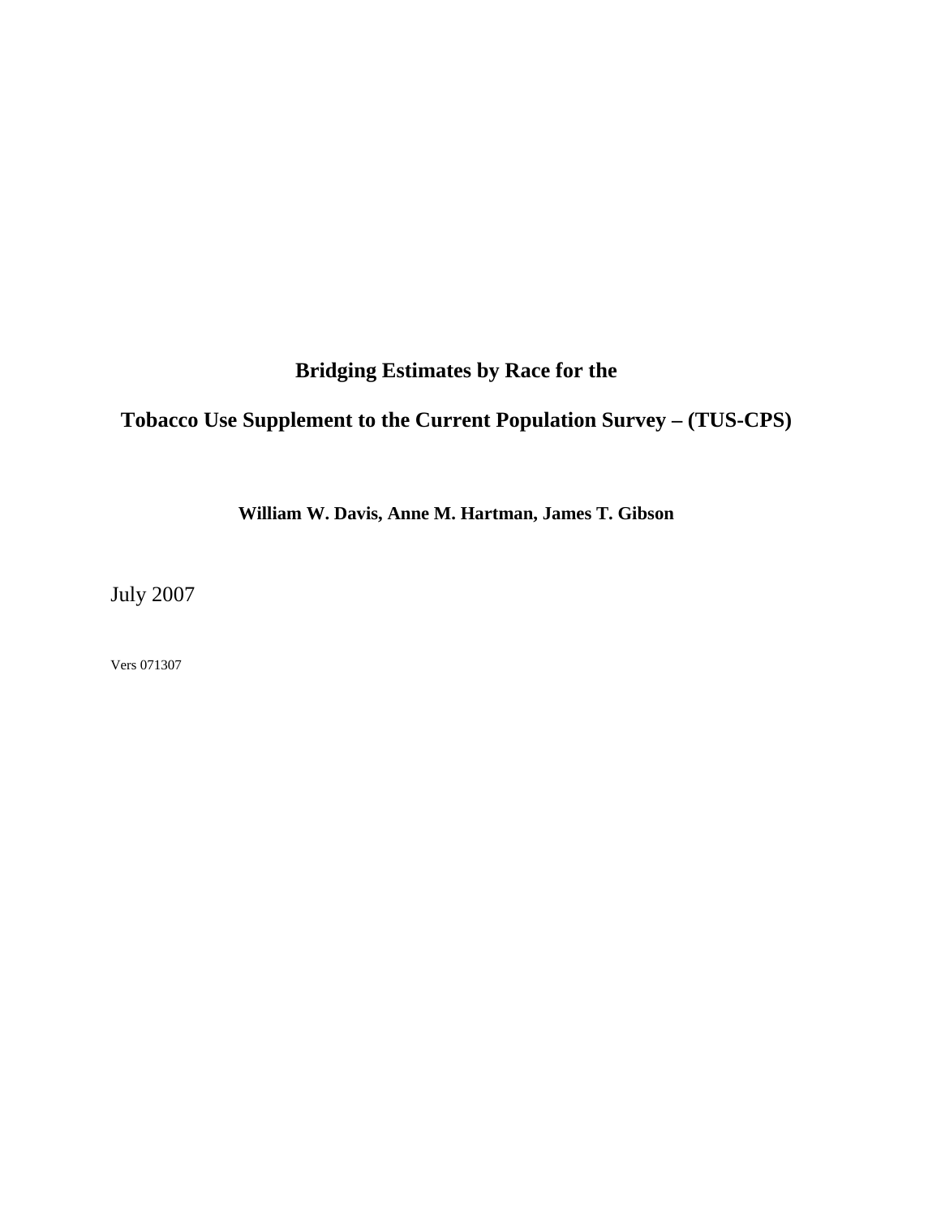# Bridging Estimates by Race for the

# Tobacco Use Supplement to the Current Population Survey – (TUS-CPS)

**William W. Davis, Anne M. Hartman, James T. Gibson**

July 2007

Vers 071307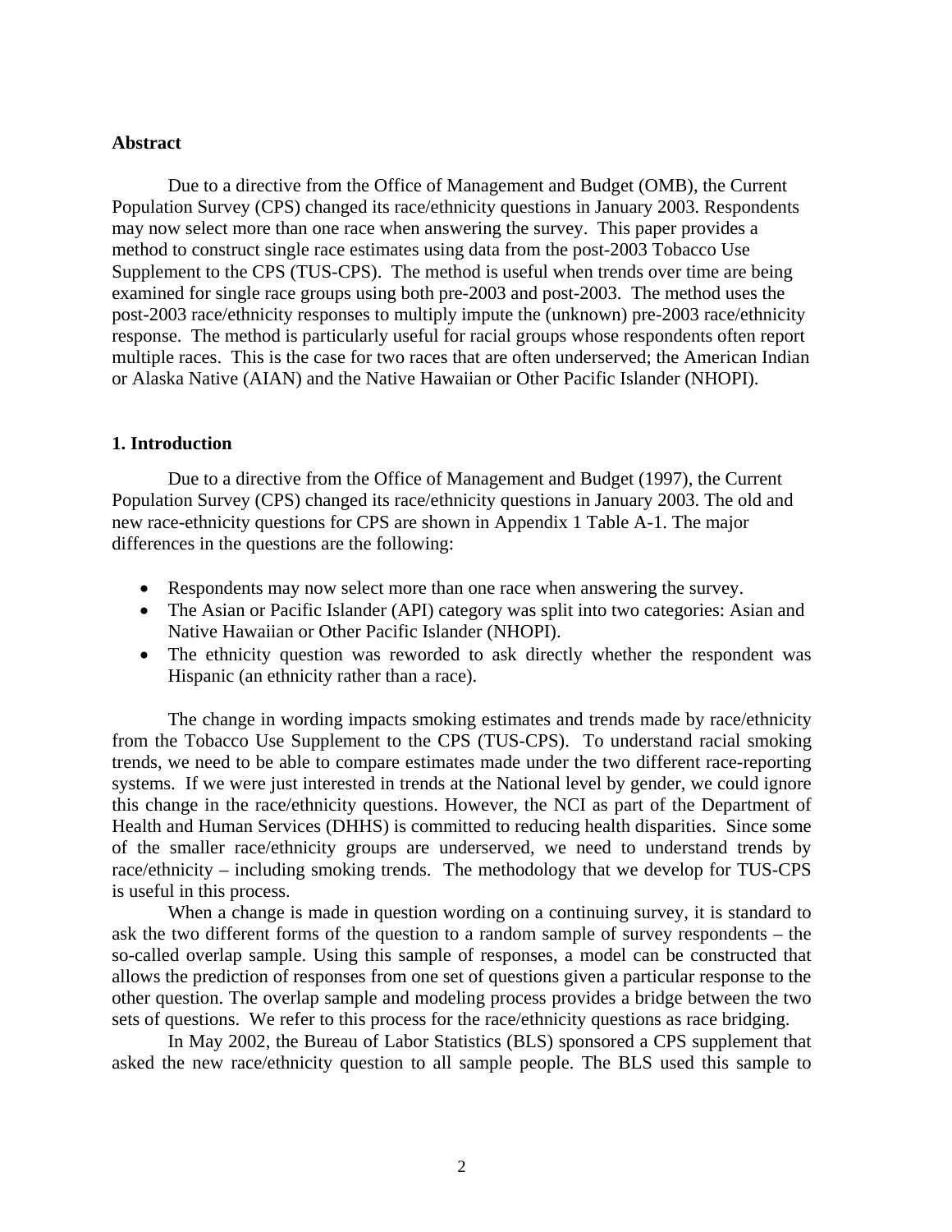**Abstract**

Due to a directive from the Office of Management and Budget (OMB), the Current Population Survey (CPS) changed its race/ethnicity questions in January 2003. Respondents may now select more than one race when answering the survey. This paper provides a method to construct single race estimates using data from the post-2003 Tobacco Use Supplement to the CPS (TUS-CPS). The method is useful when trends over time are being examined for single race groups using both pre-2003 and post-2003. The method uses the post-2003 race/ethnicity responses to multiply impute the (unknown) pre-2003 race/ethnicity response. The method is particularly useful for racial groups whose respondents often report multiple races. This is the case for two races that are often underserved; the American Indian or Alaska Native (AIAN) and the Native Hawaiian or Other Pacific Islander (NHOPI).

## 1. Introduction

Due to a directive from the Office of Management and Budget (1997), the Current Population Survey (CPS) changed its race/ethnicity questions in January 2003. The old and new race-ethnicity questions for CPS are shown in Appendix 1 Table A-1. The major differences in the questions are the following:

- Respondents may now select more than one race when answering the survey.
- The Asian or Pacific Islander (API) category was split into two categories: Asian and Native Hawaiian or Other Pacific Islander (NHOPI).
- The ethnicity question was reworded to ask directly whether the respondent was Hispanic (an ethnicity rather than a race).

The change in wording impacts smoking estimates and trends made by race/ethnicity from the Tobacco Use Supplement to the CPS (TUS-CPS). To understand racial smoking trends, we need to be able to compare estimates made under the two different race-reporting systems. If we were just interested in trends at the National level by gender, we could ignore this change in the race/ethnicity questions. However, the NCI as part of the Department of Health and Human Services (DHHS) is committed to reducing health disparities. Since some of the smaller race/ethnicity groups are underserved, we need to understand trends by race/ethnicity – including smoking trends. The methodology that we develop for TUS-CPS is useful in this process.

When a change is made in question wording on a continuing survey, it is standard to ask the two different forms of the question to a random sample of survey respondents – the so-called overlap sample. Using this sample of responses, a model can be constructed that allows the prediction of responses from one set of questions given a particular response to the other question. The overlap sample and modeling process provides a bridge between the two sets of questions. We refer to this process for the race/ethnicity questions as race bridging.

In May 2002, the Bureau of Labor Statistics (BLS) sponsored a CPS supplement that asked the new race/ethnicity question to all sample people. The BLS used this sample to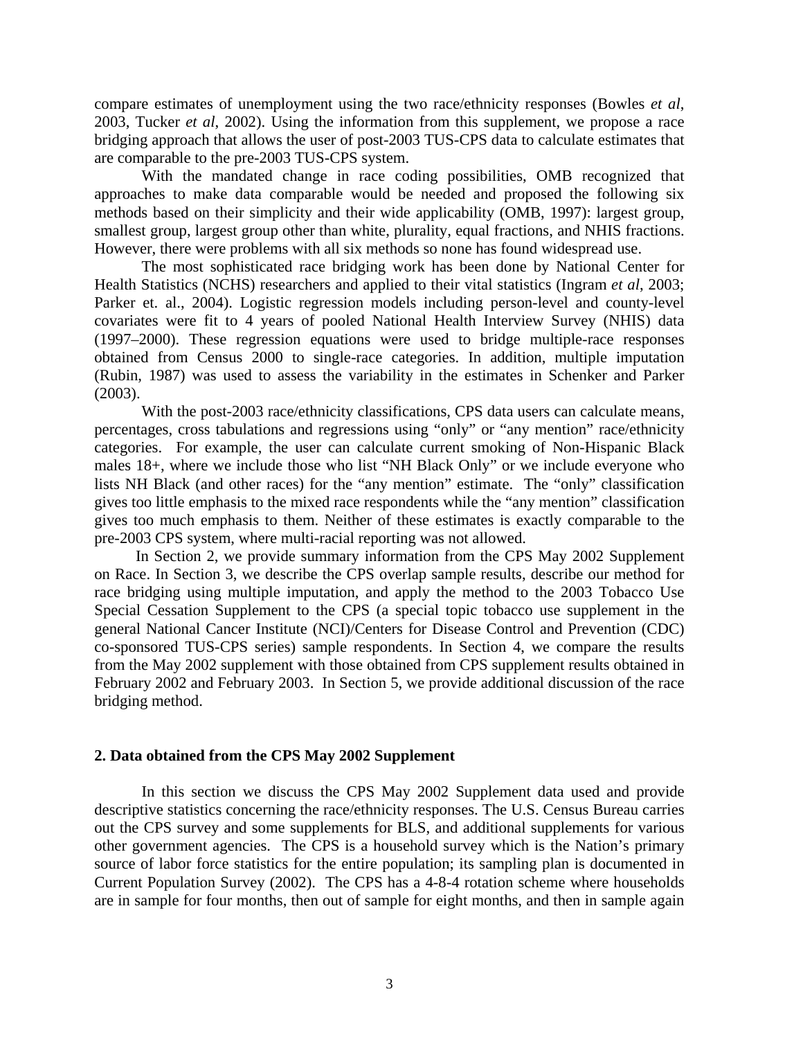compare estimates of unemployment using the two race/ethnicity responses (Bowles *et al*, 2003, Tucker *et al*, 2002). Using the information from this supplement, we propose a race bridging approach that allows the user of post-2003 TUS-CPS data to calculate estimates that are comparable to the pre-2003 TUS-CPS system.

With the mandated change in race coding possibilities, OMB recognized that approaches to make data comparable would be needed and proposed the following six methods based on their simplicity and their wide applicability (OMB, 1997): largest group, smallest group, largest group other than white, plurality, equal fractions, and NHIS fractions. However, there were problems with all six methods so none has found widespread use.

The most sophisticated race bridging work has been done by National Center for Health Statistics (NCHS) researchers and applied to their vital statistics (Ingram *et al*, 2003; Parker et. al., 2004). Logistic regression models including person-level and county-level covariates were fit to 4 years of pooled National Health Interview Survey (NHIS) data (1997–2000). These regression equations were used to bridge multiple-race responses obtained from Census 2000 to single-race categories. In addition, multiple imputation (Rubin, 1987) was used to assess the variability in the estimates in Schenker and Parker (2003).

With the post-2003 race/ethnicity classifications, CPS data users can calculate means, percentages, cross tabulations and regressions using "only" or "any mention" race/ethnicity categories. For example, the user can calculate current smoking of Non-Hispanic Black males 18+, where we include those who list "NH Black Only" or we include everyone who lists NH Black (and other races) for the "any mention" estimate. The "only" classification gives too little emphasis to the mixed race respondents while the "any mention" classification gives too much emphasis to them. Neither of these estimates is exactly comparable to the pre-2003 CPS system, where multi-racial reporting was not allowed.

In Section 2, we provide summary information from the CPS May 2002 Supplement on Race. In Section 3, we describe the CPS overlap sample results, describe our method for race bridging using multiple imputation, and apply the method to the 2003 Tobacco Use Special Cessation Supplement to the CPS (a special topic tobacco use supplement in the general National Cancer Institute (NCI)/Centers for Disease Control and Prevention (CDC) co-sponsored TUS-CPS series) sample respondents. In Section 4, we compare the results from the May 2002 supplement with those obtained from CPS supplement results obtained in February 2002 and February 2003. In Section 5, we provide additional discussion of the race bridging method.

## 2. Data obtained from the CPS May 2002 Supplement

In this section we discuss the CPS May 2002 Supplement data used and provide descriptive statistics concerning the race/ethnicity responses. The U.S. Census Bureau carries out the CPS survey and some supplements for BLS, and additional supplements for various other government agencies. The CPS is a household survey which is the Nation's primary source of labor force statistics for the entire population; its sampling plan is documented in Current Population Survey (2002). The CPS has a 4-8-4 rotation scheme where households are in sample for four months, then out of sample for eight months, and then in sample again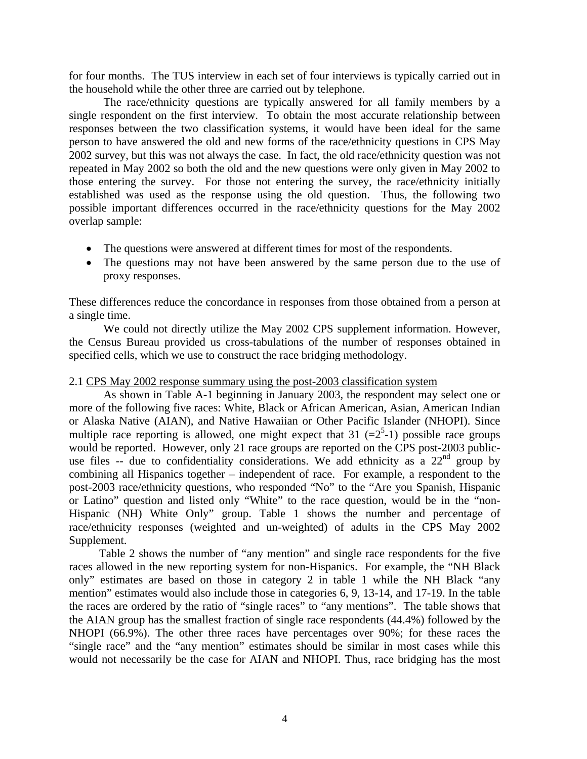for four months. The TUS interview in each set of four interviews is typically carried out in the household while the other three are carried out by telephone.

The race/ethnicity questions are typically answered for all family members by a single respondent on the first interview. To obtain the most accurate relationship between responses between the two classification systems, it would have been ideal for the same person to have answered the old and new forms of the race/ethnicity questions in CPS May 2002 survey, but this was not always the case. In fact, the old race/ethnicity question was not repeated in May 2002 so both the old and the new questions were only given in May 2002 to those entering the survey. For those not entering the survey, the race/ethnicity initially established was used as the response using the old question. Thus, the following two possible important differences occurred in the race/ethnicity questions for the May 2002 overlap sample:

- The questions were answered at different times for most of the respondents.
- The questions may not have been answered by the same person due to the use of proxy responses.

These differences reduce the concordance in responses from those obtained from a person at a single time.

We could not directly utilize the May 2002 CPS supplement information. However, the Census Bureau provided us cross-tabulations of the number of responses obtained in specified cells, which we use to construct the race bridging methodology.

2.1 <u>CPS May 2002 response summary using the post-2003 classification system</u>

As shown in Table A-1 beginning in January 2003, the respondent may select one or more of the following five races: White, Black or African American, Asian, American Indian or Alaska Native (AIAN), and Native Hawaiian or Other Pacific Islander (NHOPI). Since multiple race reporting is allowed, one might expect that 31 ($=2^5$-1) possible race groups would be reported. However, only 21 race groups are reported on the CPS post-2003 public-use files -- due to confidentiality considerations. We add ethnicity as a 22nd group by combining all Hispanics together – independent of race. For example, a respondent to the post-2003 race/ethnicity questions, who responded "No" to the "Are you Spanish, Hispanic or Latino" question and listed only "White" to the race question, would be in the "non-Hispanic (NH) White Only" group. Table 1 shows the number and percentage of race/ethnicity responses (weighted and un-weighted) of adults in the CPS May 2002 Supplement.

Table 2 shows the number of "any mention" and single race respondents for the five races allowed in the new reporting system for non-Hispanics. For example, the "NH Black only" estimates are based on those in category 2 in table 1 while the NH Black "any mention" estimates would also include those in categories 6, 9, 13-14, and 17-19. In the table the races are ordered by the ratio of "single races" to "any mentions". The table shows that the AIAN group has the smallest fraction of single race respondents (44.4%) followed by the NHOPI (66.9%). The other three races have percentages over 90%; for these races the "single race" and the "any mention" estimates should be similar in most cases while this would not necessarily be the case for AIAN and NHOPI. Thus, race bridging has the most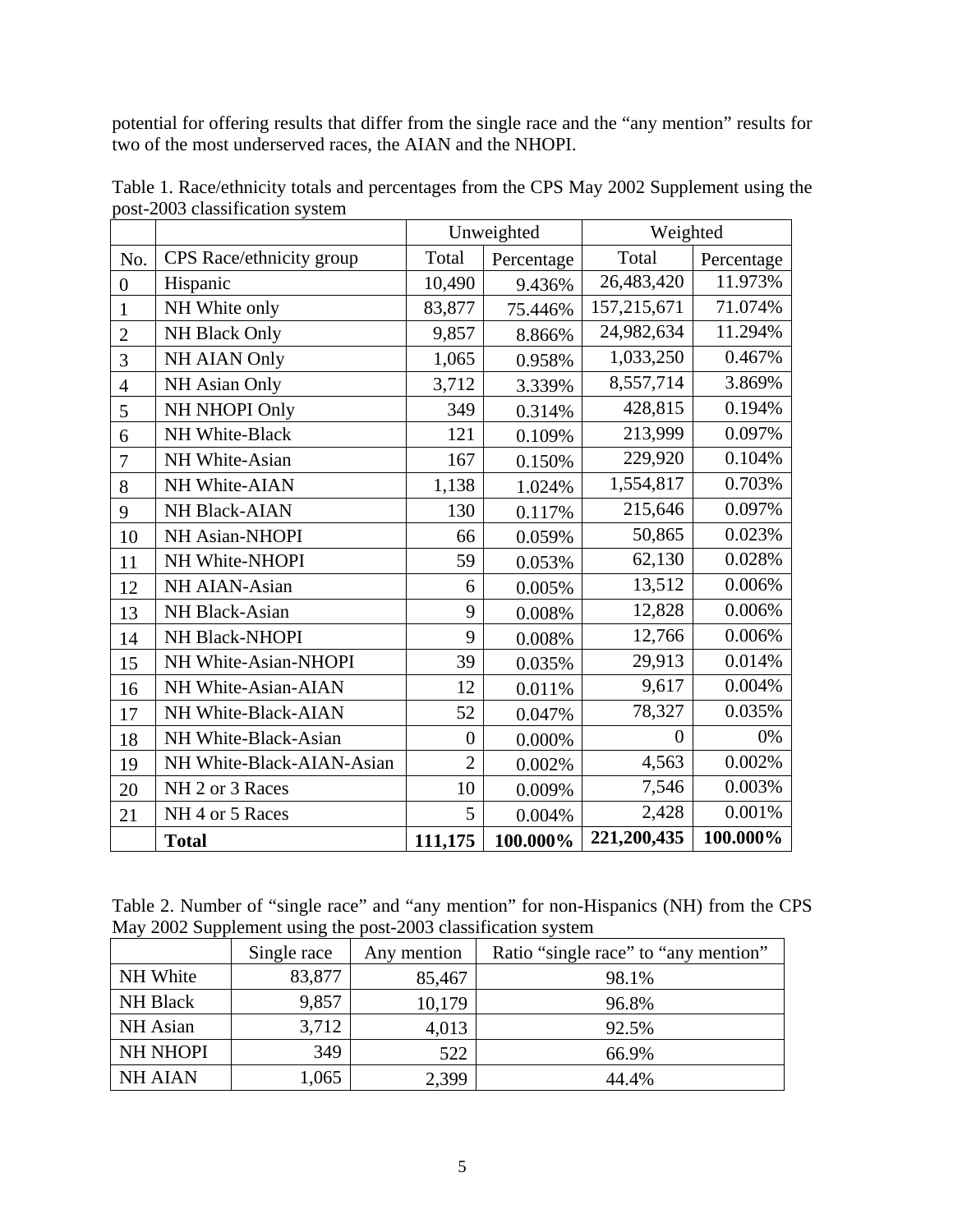potential for offering results that differ from the single race and the "any mention" results for two of the most underserved races, the AIAN and the NHOPI.

Table 1. Race/ethnicity totals and percentages from the CPS May 2002 Supplement using the post-2003 classification system

| | | Unweighted | | Weighted | |
|---|---|---|---|---|---|
| No. | CPS Race/ethnicity group | Total | Percentage | Total | Percentage |
| 0 | Hispanic | 10,490 | 9.436% | 26,483,420 | 11.973% |
| 1 | NH White only | 83,877 | 75.446% | 157,215,671 | 71.074% |
| 2 | NH Black Only | 9,857 | 8.866% | 24,982,634 | 11.294% |
| 3 | NH AIAN Only | 1,065 | 0.958% | 1,033,250 | 0.467% |
| 4 | NH Asian Only | 3,712 | 3.339% | 8,557,714 | 3.869% |
| 5 | NH NHOPI Only | 349 | 0.314% | 428,815 | 0.194% |
| 6 | NH White-Black | 121 | 0.109% | 213,999 | 0.097% |
| 7 | NH White-Asian | 167 | 0.150% | 229,920 | 0.104% |
| 8 | NH White-AIAN | 1,138 | 1.024% | 1,554,817 | 0.703% |
| 9 | NH Black-AIAN | 130 | 0.117% | 215,646 | 0.097% |
| 10 | NH Asian-NHOPI | 66 | 0.059% | 50,865 | 0.023% |
| 11 | NH White-NHOPI | 59 | 0.053% | 62,130 | 0.028% |
| 12 | NH AIAN-Asian | 6 | 0.005% | 13,512 | 0.006% |
| 13 | NH Black-Asian | 9 | 0.008% | 12,828 | 0.006% |
| 14 | NH Black-NHOPI | 9 | 0.008% | 12,766 | 0.006% |
| 15 | NH White-Asian-NHOPI | 39 | 0.035% | 29,913 | 0.014% |
| 16 | NH White-Asian-AIAN | 12 | 0.011% | 9,617 | 0.004% |
| 17 | NH White-Black-AIAN | 52 | 0.047% | 78,327 | 0.035% |
| 18 | NH White-Black-Asian | 0 | 0.000% | 0 | 0% |
| 19 | NH White-Black-AIAN-Asian | 2 | 0.002% | 4,563 | 0.002% |
| 20 | NH 2 or 3 Races | 10 | 0.009% | 7,546 | 0.003% |
| 21 | NH 4 or 5 Races | 5 | 0.004% | 2,428 | 0.001% |
| | **Total** | **111,175** | **100.000%** | **221,200,435** | **100.000%** |

Table 2. Number of "single race" and "any mention" for non-Hispanics (NH) from the CPS May 2002 Supplement using the post-2003 classification system

| | Single race | Any mention | Ratio "single race" to "any mention" |
|---|---|---|---|
| NH White | 83,877 | 85,467 | 98.1% |
| NH Black | 9,857 | 10,179 | 96.8% |
| NH Asian | 3,712 | 4,013 | 92.5% |
| NH NHOPI | 349 | 522 | 66.9% |
| NH AIAN | 1,065 | 2,399 | 44.4% |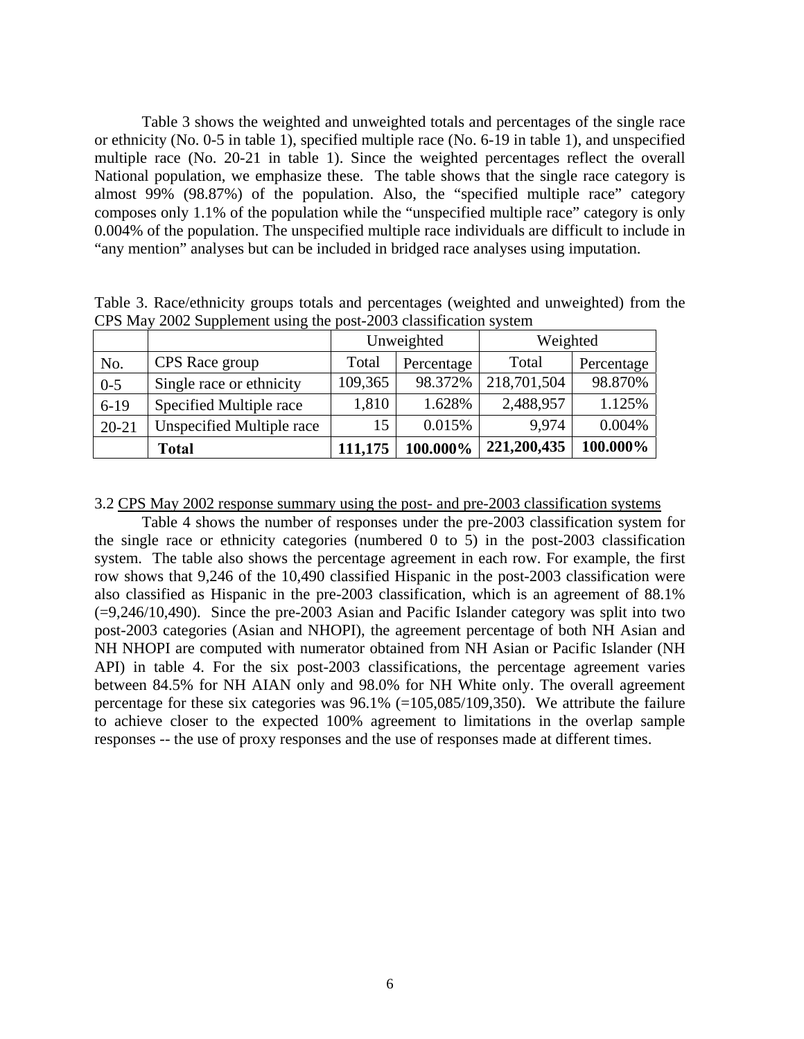Table 3 shows the weighted and unweighted totals and percentages of the single race or ethnicity (No. 0-5 in table 1), specified multiple race (No. 6-19 in table 1), and unspecified multiple race (No. 20-21 in table 1). Since the weighted percentages reflect the overall National population, we emphasize these. The table shows that the single race category is almost 99% (98.87%) of the population. Also, the "specified multiple race" category composes only 1.1% of the population while the "unspecified multiple race" category is only 0.004% of the population. The unspecified multiple race individuals are difficult to include in "any mention" analyses but can be included in bridged race analyses using imputation.

Table 3. Race/ethnicity groups totals and percentages (weighted and unweighted) from the CPS May 2002 Supplement using the post-2003 classification system

| | | Unweighted | | Weighted | |
|---|---|---|---|---|---|
| No. | CPS Race group | Total | Percentage | Total | Percentage |
| 0-5 | Single race or ethnicity | 109,365 | 98.372% | 218,701,504 | 98.870% |
| 6-19 | Specified Multiple race | 1,810 | 1.628% | 2,488,957 | 1.125% |
| 20-21 | Unspecified Multiple race | 15 | 0.015% | 9,974 | 0.004% |
| | **Total** | **111,175** | **100.000%** | **221,200,435** | **100.000%** |

3.2 CPS May 2002 response summary using the post- and pre-2003 classification systems

Table 4 shows the number of responses under the pre-2003 classification system for the single race or ethnicity categories (numbered 0 to 5) in the post-2003 classification system. The table also shows the percentage agreement in each row. For example, the first row shows that 9,246 of the 10,490 classified Hispanic in the post-2003 classification were also classified as Hispanic in the pre-2003 classification, which is an agreement of 88.1% (=9,246/10,490). Since the pre-2003 Asian and Pacific Islander category was split into two post-2003 categories (Asian and NHOPI), the agreement percentage of both NH Asian and NH NHOPI are computed with numerator obtained from NH Asian or Pacific Islander (NH API) in table 4. For the six post-2003 classifications, the percentage agreement varies between 84.5% for NH AIAN only and 98.0% for NH White only. The overall agreement percentage for these six categories was 96.1% (=105,085/109,350). We attribute the failure to achieve closer to the expected 100% agreement to limitations in the overlap sample responses -- the use of proxy responses and the use of responses made at different times.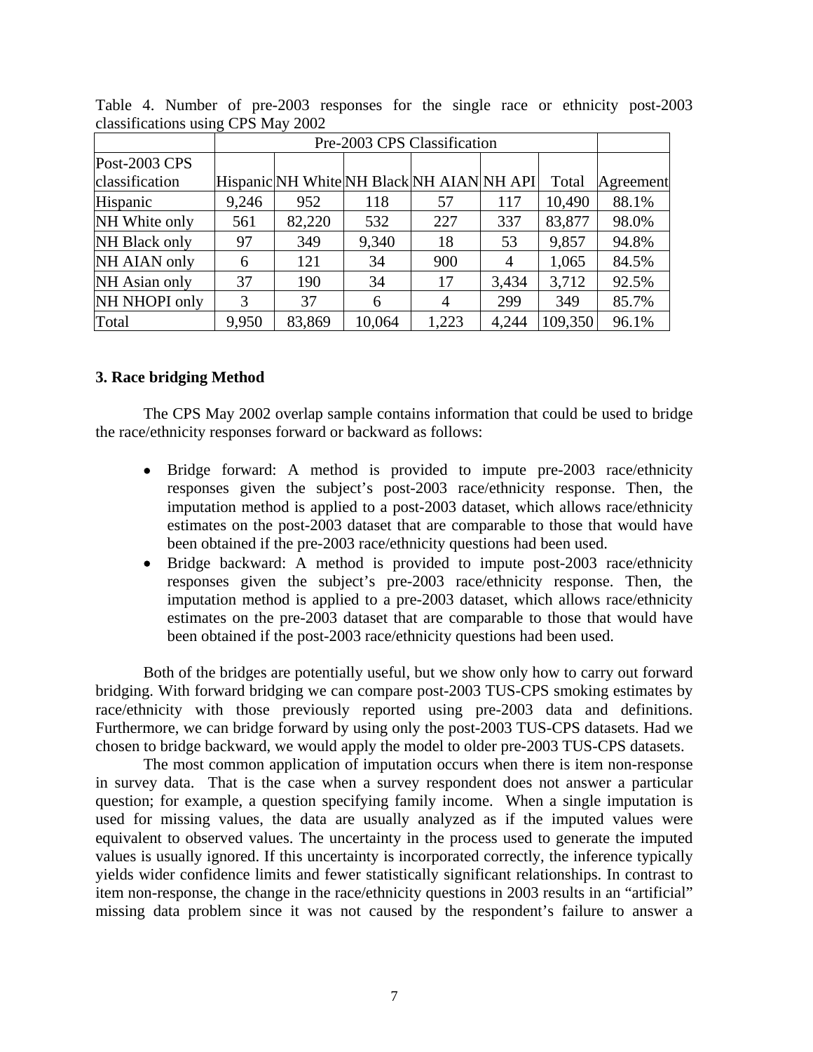Table 4. Number of pre-2003 responses for the single race or ethnicity post-2003 classifications using CPS May 2002

| | Pre-2003 CPS Classification | | | | | | |
|---|---|---|---|---|---|---|---|
| Post-2003 CPS classification | Hispanic | NH White | NH Black | NH AIAN | NH API | Total | Agreement |
| Hispanic | 9,246 | 952 | 118 | 57 | 117 | 10,490 | 88.1% |
| NH White only | 561 | 82,220 | 532 | 227 | 337 | 83,877 | 98.0% |
| NH Black only | 97 | 349 | 9,340 | 18 | 53 | 9,857 | 94.8% |
| NH AIAN only | 6 | 121 | 34 | 900 | 4 | 1,065 | 84.5% |
| NH Asian only | 37 | 190 | 34 | 17 | 3,434 | 3,712 | 92.5% |
| NH NHOPI only | 3 | 37 | 6 | 4 | 299 | 349 | 85.7% |
| Total | 9,950 | 83,869 | 10,064 | 1,223 | 4,244 | 109,350 | 96.1% |

### 3. Race bridging Method

The CPS May 2002 overlap sample contains information that could be used to bridge the race/ethnicity responses forward or backward as follows:

- Bridge forward: A method is provided to impute pre-2003 race/ethnicity responses given the subject's post-2003 race/ethnicity response. Then, the imputation method is applied to a post-2003 dataset, which allows race/ethnicity estimates on the post-2003 dataset that are comparable to those that would have been obtained if the pre-2003 race/ethnicity questions had been used.
- Bridge backward: A method is provided to impute post-2003 race/ethnicity responses given the subject's pre-2003 race/ethnicity response. Then, the imputation method is applied to a pre-2003 dataset, which allows race/ethnicity estimates on the pre-2003 dataset that are comparable to those that would have been obtained if the post-2003 race/ethnicity questions had been used.

Both of the bridges are potentially useful, but we show only how to carry out forward bridging. With forward bridging we can compare post-2003 TUS-CPS smoking estimates by race/ethnicity with those previously reported using pre-2003 data and definitions. Furthermore, we can bridge forward by using only the post-2003 TUS-CPS datasets. Had we chosen to bridge backward, we would apply the model to older pre-2003 TUS-CPS datasets.

The most common application of imputation occurs when there is item non-response in survey data. That is the case when a survey respondent does not answer a particular question; for example, a question specifying family income. When a single imputation is used for missing values, the data are usually analyzed as if the imputed values were equivalent to observed values. The uncertainty in the process used to generate the imputed values is usually ignored. If this uncertainty is incorporated correctly, the inference typically yields wider confidence limits and fewer statistically significant relationships. In contrast to item non-response, the change in the race/ethnicity questions in 2003 results in an "artificial" missing data problem since it was not caused by the respondent's failure to answer a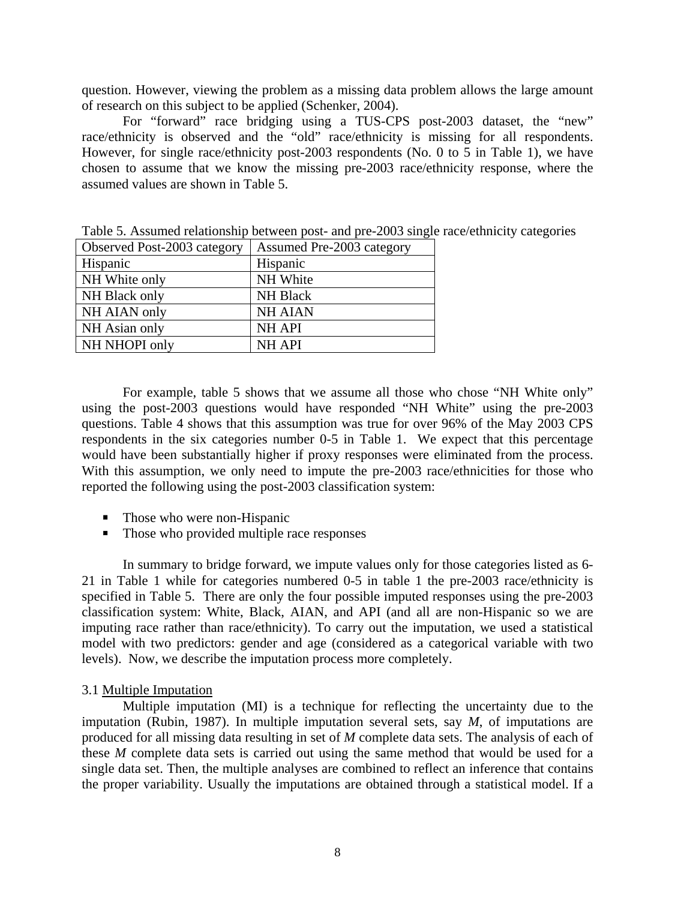question. However, viewing the problem as a missing data problem allows the large amount of research on this subject to be applied (Schenker, 2004).

For "forward" race bridging using a TUS-CPS post-2003 dataset, the "new" race/ethnicity is observed and the "old" race/ethnicity is missing for all respondents. However, for single race/ethnicity post-2003 respondents (No. 0 to 5 in Table 1), we have chosen to assume that we know the missing pre-2003 race/ethnicity response, where the assumed values are shown in Table 5.

Table 5. Assumed relationship between post- and pre-2003 single race/ethnicity categories

| Observed Post-2003 category | Assumed Pre-2003 category |
| --- | --- |
| Hispanic | Hispanic |
| NH White only | NH White |
| NH Black only | NH Black |
| NH AIAN only | NH AIAN |
| NH Asian only | NH API |
| NH NHOPI only | NH API |

For example, table 5 shows that we assume all those who chose "NH White only" using the post-2003 questions would have responded "NH White" using the pre-2003 questions. Table 4 shows that this assumption was true for over 96% of the May 2003 CPS respondents in the six categories number 0-5 in Table 1. We expect that this percentage would have been substantially higher if proxy responses were eliminated from the process. With this assumption, we only need to impute the pre-2003 race/ethnicities for those who reported the following using the post-2003 classification system:

- Those who were non-Hispanic
- Those who provided multiple race responses

In summary to bridge forward, we impute values only for those categories listed as 6-21 in Table 1 while for categories numbered 0-5 in table 1 the pre-2003 race/ethnicity is specified in Table 5. There are only the four possible imputed responses using the pre-2003 classification system: White, Black, AIAN, and API (and all are non-Hispanic so we are imputing race rather than race/ethnicity). To carry out the imputation, we used a statistical model with two predictors: gender and age (considered as a categorical variable with two levels). Now, we describe the imputation process more completely.

### 3.1 Multiple Imputation

Multiple imputation (MI) is a technique for reflecting the uncertainty due to the imputation (Rubin, 1987). In multiple imputation several sets, say $M$, of imputations are produced for all missing data resulting in set of $M$ complete data sets. The analysis of each of these $M$ complete data sets is carried out using the same method that would be used for a single data set. Then, the multiple analyses are combined to reflect an inference that contains the proper variability. Usually the imputations are obtained through a statistical model. If a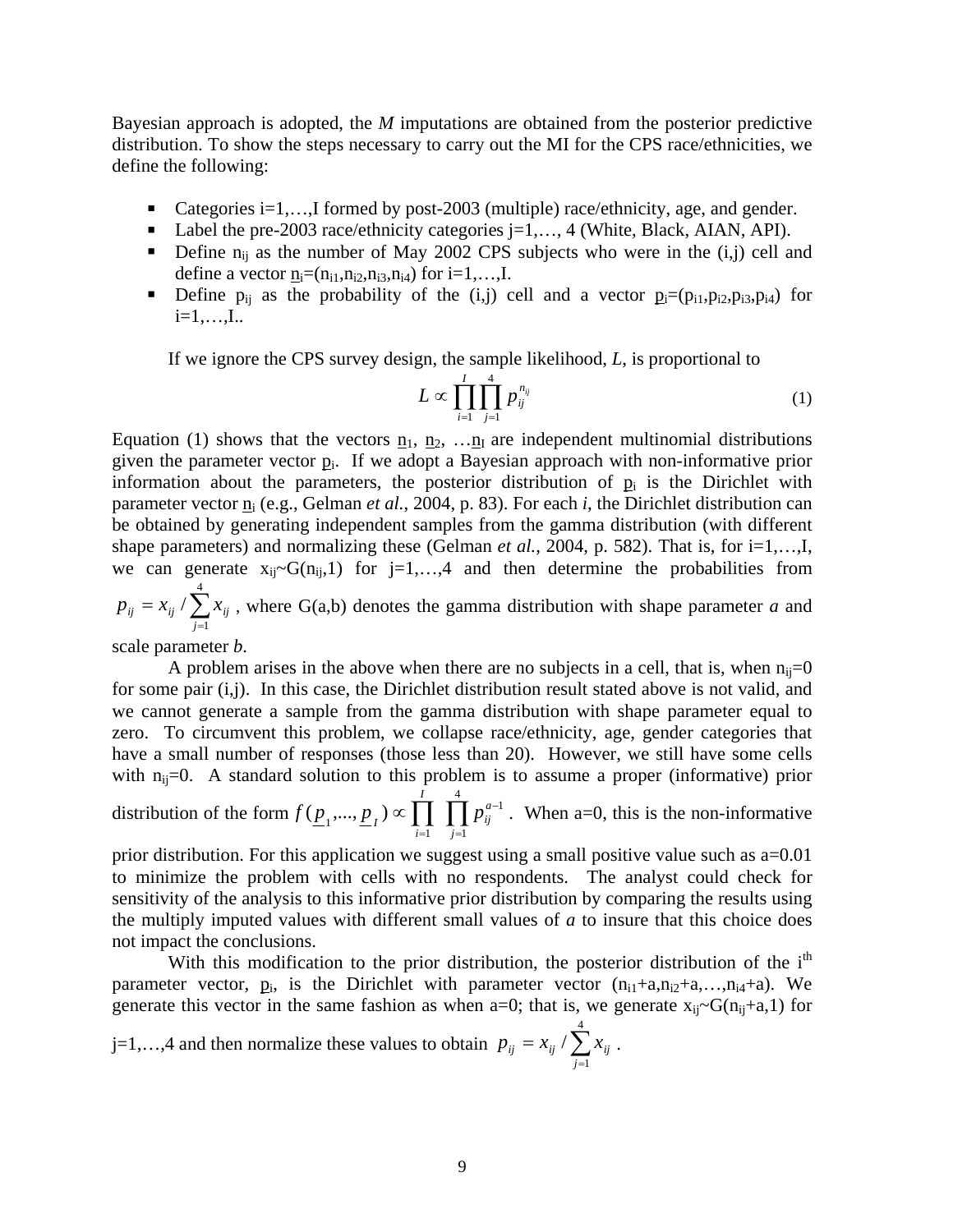Bayesian approach is adopted, the *M* imputations are obtained from the posterior predictive distribution. To show the steps necessary to carry out the MI for the CPS race/ethnicities, we define the following:

- Categories i=1,…,I formed by post-2003 (multiple) race/ethnicity, age, and gender.
- Label the pre-2003 race/ethnicity categories j=1,…, 4 (White, Black, AIAN, API).
- Define $n_{ij}$ as the number of May 2002 CPS subjects who were in the (i,j) cell and define a vector $\underline{n}_i=(n_{i1},n_{i2},n_{i3},n_{i4})$ for i=1,…,I.
- Define $p_{ij}$ as the probability of the (i,j) cell and a vector $\underline{p}_i=(p_{i1},p_{i2},p_{i3},p_{i4})$ for i=1,…,I..

If we ignore the CPS survey design, the sample likelihood, *L*, is proportional to

$$L \propto \prod_{i=1}^{I} \prod_{j=1}^{4} p_{ij}^{n_{ij}} \tag{1}$$

Equation (1) shows that the vectors $\underline{n}_1$, $\underline{n}_2$, …$\underline{n}_I$ are independent multinomial distributions given the parameter vector $\underline{p}_i$. If we adopt a Bayesian approach with non-informative prior information about the parameters, the posterior distribution of $\underline{p}_i$ is the Dirichlet with parameter vector $\underline{n}_i$ (e.g., Gelman *et al.*, 2004, p. 83). For each *i*, the Dirichlet distribution can be obtained by generating independent samples from the gamma distribution (with different shape parameters) and normalizing these (Gelman *et al.*, 2004, p. 582). That is, for i=1,…,I, we can generate $x_{ij}$~G($n_{ij}$,1) for j=1,…,4 and then determine the probabilities from $p_{ij} = x_{ij} / \sum_{j=1}^{4} x_{ij}$ , where G(a,b) denotes the gamma distribution with shape parameter *a* and scale parameter *b*.

A problem arises in the above when there are no subjects in a cell, that is, when $n_{ij}$=0 for some pair (i,j). In this case, the Dirichlet distribution result stated above is not valid, and we cannot generate a sample from the gamma distribution with shape parameter equal to zero. To circumvent this problem, we collapse race/ethnicity, age, gender categories that have a small number of responses (those less than 20). However, we still have some cells with $n_{ij}$=0. A standard solution to this problem is to assume a proper (informative) prior distribution of the form $f(\underline{p}_1,...,\underline{p}_I) \propto \prod_{i=1}^{I} \prod_{j=1}^{4} p_{ij}^{a-1}$ . When a=0, this is the non-informative prior distribution. For this application we suggest using a small positive value such as a=0.01 to minimize the problem with cells with no respondents. The analyst could check for sensitivity of the analysis to this informative prior distribution by comparing the results using the multiply imputed values with different small values of *a* to insure that this choice does not impact the conclusions.

With this modification to the prior distribution, the posterior distribution of the i[th] parameter vector, $\underline{p}_i$, is the Dirichlet with parameter vector ($n_{i1}$+a,$n_{i2}$+a,…,$n_{i4}$+a). We generate this vector in the same fashion as when a=0; that is, we generate $x_{ij}$~G($n_{ij}$+a,1) for j=1,…,4 and then normalize these values to obtain $p_{ij} = x_{ij} / \sum_{j=1}^{4} x_{ij}$ .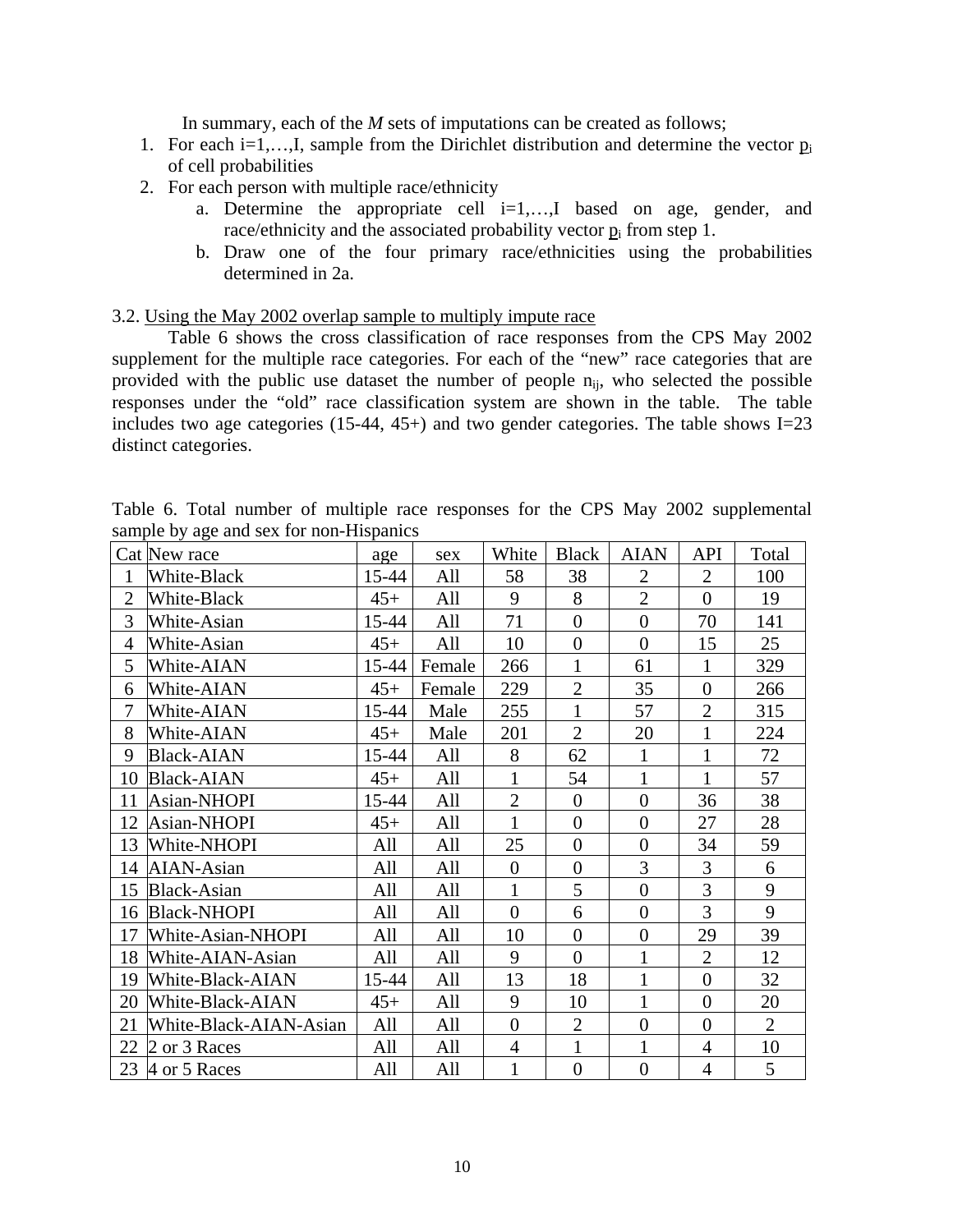In summary, each of the *M* sets of imputations can be created as follows;

1. For each i=1,…,I, sample from the Dirichlet distribution and determine the vector $\underline{p}_i$ of cell probabilities
2. For each person with multiple race/ethnicity
   a. Determine the appropriate cell i=1,…,I based on age, gender, and race/ethnicity and the associated probability vector $\underline{p}_i$ from step 1.
   b. Draw one of the four primary race/ethnicities using the probabilities determined in 2a.

3.2. Using the May 2002 overlap sample to multiply impute race

Table 6 shows the cross classification of race responses from the CPS May 2002 supplement for the multiple race categories. For each of the "new" race categories that are provided with the public use dataset the number of people $n_{ij}$, who selected the possible responses under the "old" race classification system are shown in the table. The table includes two age categories (15-44, 45+) and two gender categories. The table shows I=23 distinct categories.

Table 6. Total number of multiple race responses for the CPS May 2002 supplemental sample by age and sex for non-Hispanics

| Cat | New race | age | sex | White | Black | AIAN | API | Total |
|---|---|---|---|---|---|---|---|---|
| 1 | White-Black | 15-44 | All | 58 | 38 | 2 | 2 | 100 |
| 2 | White-Black | 45+ | All | 9 | 8 | 2 | 0 | 19 |
| 3 | White-Asian | 15-44 | All | 71 | 0 | 0 | 70 | 141 |
| 4 | White-Asian | 45+ | All | 10 | 0 | 0 | 15 | 25 |
| 5 | White-AIAN | 15-44 | Female | 266 | 1 | 61 | 1 | 329 |
| 6 | White-AIAN | 45+ | Female | 229 | 2 | 35 | 0 | 266 |
| 7 | White-AIAN | 15-44 | Male | 255 | 1 | 57 | 2 | 315 |
| 8 | White-AIAN | 45+ | Male | 201 | 2 | 20 | 1 | 224 |
| 9 | Black-AIAN | 15-44 | All | 8 | 62 | 1 | 1 | 72 |
| 10 | Black-AIAN | 45+ | All | 1 | 54 | 1 | 1 | 57 |
| 11 | Asian-NHOPI | 15-44 | All | 2 | 0 | 0 | 36 | 38 |
| 12 | Asian-NHOPI | 45+ | All | 1 | 0 | 0 | 27 | 28 |
| 13 | White-NHOPI | All | All | 25 | 0 | 0 | 34 | 59 |
| 14 | AIAN-Asian | All | All | 0 | 0 | 3 | 3 | 6 |
| 15 | Black-Asian | All | All | 1 | 5 | 0 | 3 | 9 |
| 16 | Black-NHOPI | All | All | 0 | 6 | 0 | 3 | 9 |
| 17 | White-Asian-NHOPI | All | All | 10 | 0 | 0 | 29 | 39 |
| 18 | White-AIAN-Asian | All | All | 9 | 0 | 1 | 2 | 12 |
| 19 | White-Black-AIAN | 15-44 | All | 13 | 18 | 1 | 0 | 32 |
| 20 | White-Black-AIAN | 45+ | All | 9 | 10 | 1 | 0 | 20 |
| 21 | White-Black-AIAN-Asian | All | All | 0 | 2 | 0 | 0 | 2 |
| 22 | 2 or 3 Races | All | All | 4 | 1 | 1 | 4 | 10 |
| 23 | 4 or 5 Races | All | All | 1 | 0 | 0 | 4 | 5 |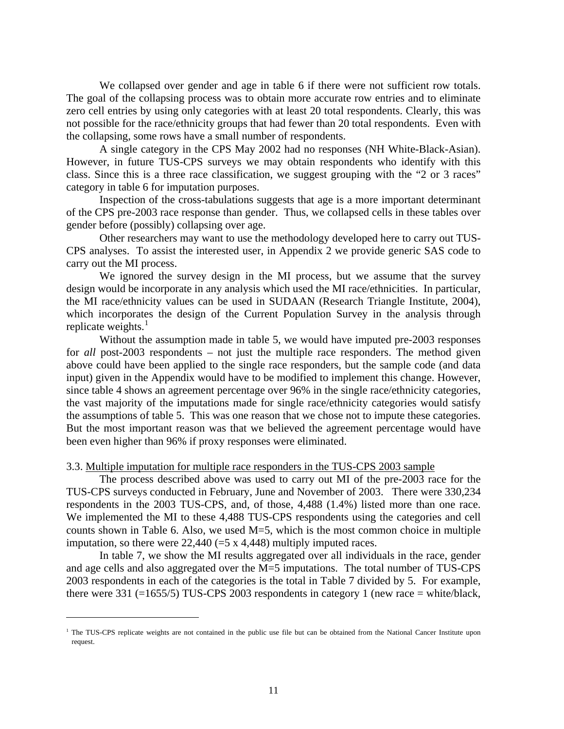We collapsed over gender and age in table 6 if there were not sufficient row totals. The goal of the collapsing process was to obtain more accurate row entries and to eliminate zero cell entries by using only categories with at least 20 total respondents. Clearly, this was not possible for the race/ethnicity groups that had fewer than 20 total respondents. Even with the collapsing, some rows have a small number of respondents.

A single category in the CPS May 2002 had no responses (NH White-Black-Asian). However, in future TUS-CPS surveys we may obtain respondents who identify with this class. Since this is a three race classification, we suggest grouping with the "2 or 3 races" category in table 6 for imputation purposes.

Inspection of the cross-tabulations suggests that age is a more important determinant of the CPS pre-2003 race response than gender. Thus, we collapsed cells in these tables over gender before (possibly) collapsing over age.

Other researchers may want to use the methodology developed here to carry out TUS-CPS analyses. To assist the interested user, in Appendix 2 we provide generic SAS code to carry out the MI process.

We ignored the survey design in the MI process, but we assume that the survey design would be incorporate in any analysis which used the MI race/ethnicities. In particular, the MI race/ethnicity values can be used in SUDAAN (Research Triangle Institute, 2004), which incorporates the design of the Current Population Survey in the analysis through replicate weights.[1]

Without the assumption made in table 5, we would have imputed pre-2003 responses for *all* post-2003 respondents – not just the multiple race responders. The method given above could have been applied to the single race responders, but the sample code (and data input) given in the Appendix would have to be modified to implement this change. However, since table 4 shows an agreement percentage over 96% in the single race/ethnicity categories, the vast majority of the imputations made for single race/ethnicity categories would satisfy the assumptions of table 5. This was one reason that we chose not to impute these categories. But the most important reason was that we believed the agreement percentage would have been even higher than 96% if proxy responses were eliminated.

3.3. Multiple imputation for multiple race responders in the TUS-CPS 2003 sample

The process described above was used to carry out MI of the pre-2003 race for the TUS-CPS surveys conducted in February, June and November of 2003. There were 330,234 respondents in the 2003 TUS-CPS, and, of those, 4,488 (1.4%) listed more than one race. We implemented the MI to these 4,488 TUS-CPS respondents using the categories and cell counts shown in Table 6. Also, we used M=5, which is the most common choice in multiple imputation, so there were 22,440 (=5 x 4,448) multiply imputed races.

In table 7, we show the MI results aggregated over all individuals in the race, gender and age cells and also aggregated over the M=5 imputations. The total number of TUS-CPS 2003 respondents in each of the categories is the total in Table 7 divided by 5. For example, there were 331 (=1655/5) TUS-CPS 2003 respondents in category 1 (new race = white/black,

[1] The TUS-CPS replicate weights are not contained in the public use file but can be obtained from the National Cancer Institute upon request.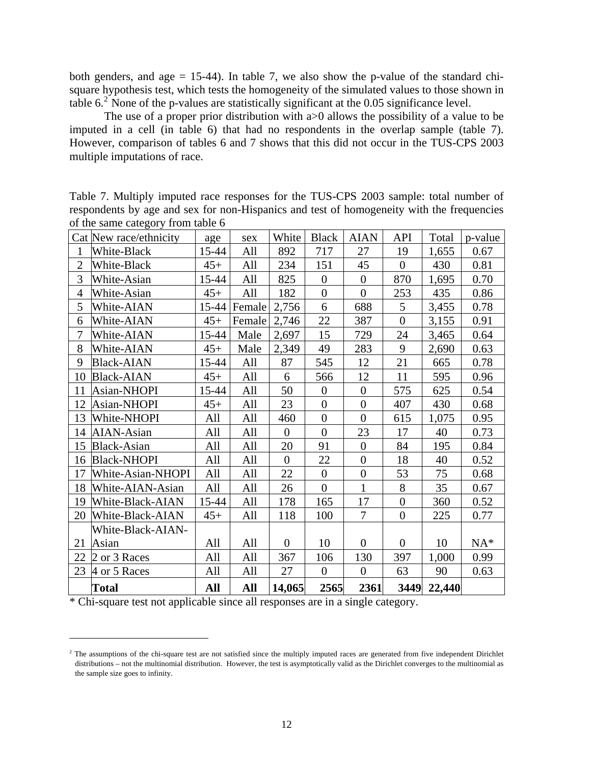both genders, and age = 15-44). In table 7, we also show the p-value of the standard chi-square hypothesis test, which tests the homogeneity of the simulated values to those shown in table 6.[2] None of the p-values are statistically significant at the 0.05 significance level.

The use of a proper prior distribution with a>0 allows the possibility of a value to be imputed in a cell (in table 6) that had no respondents in the overlap sample (table 7). However, comparison of tables 6 and 7 shows that this did not occur in the TUS-CPS 2003 multiple imputations of race.

Table 7. Multiply imputed race responses for the TUS-CPS 2003 sample: total number of respondents by age and sex for non-Hispanics and test of homogeneity with the frequencies of the same category from table 6

| Cat | New race/ethnicity | age | sex | White | Black | AIAN | API | Total | p-value |
|---|---|---|---|---|---|---|---|---|---|
| 1 | White-Black | 15-44 | All | 892 | 717 | 27 | 19 | 1,655 | 0.67 |
| 2 | White-Black | 45+ | All | 234 | 151 | 45 | 0 | 430 | 0.81 |
| 3 | White-Asian | 15-44 | All | 825 | 0 | 0 | 870 | 1,695 | 0.70 |
| 4 | White-Asian | 45+ | All | 182 | 0 | 0 | 253 | 435 | 0.86 |
| 5 | White-AIAN | 15-44 | Female | 2,756 | 6 | 688 | 5 | 3,455 | 0.78 |
| 6 | White-AIAN | 45+ | Female | 2,746 | 22 | 387 | 0 | 3,155 | 0.91 |
| 7 | White-AIAN | 15-44 | Male | 2,697 | 15 | 729 | 24 | 3,465 | 0.64 |
| 8 | White-AIAN | 45+ | Male | 2,349 | 49 | 283 | 9 | 2,690 | 0.63 |
| 9 | Black-AIAN | 15-44 | All | 87 | 545 | 12 | 21 | 665 | 0.78 |
| 10 | Black-AIAN | 45+ | All | 6 | 566 | 12 | 11 | 595 | 0.96 |
| 11 | Asian-NHOPI | 15-44 | All | 50 | 0 | 0 | 575 | 625 | 0.54 |
| 12 | Asian-NHOPI | 45+ | All | 23 | 0 | 0 | 407 | 430 | 0.68 |
| 13 | White-NHOPI | All | All | 460 | 0 | 0 | 615 | 1,075 | 0.95 |
| 14 | AIAN-Asian | All | All | 0 | 0 | 23 | 17 | 40 | 0.73 |
| 15 | Black-Asian | All | All | 20 | 91 | 0 | 84 | 195 | 0.84 |
| 16 | Black-NHOPI | All | All | 0 | 22 | 0 | 18 | 40 | 0.52 |
| 17 | White-Asian-NHOPI | All | All | 22 | 0 | 0 | 53 | 75 | 0.68 |
| 18 | White-AIAN-Asian | All | All | 26 | 0 | 1 | 8 | 35 | 0.67 |
| 19 | White-Black-AIAN | 15-44 | All | 178 | 165 | 17 | 0 | 360 | 0.52 |
| 20 | White-Black-AIAN | 45+ | All | 118 | 100 | 7 | 0 | 225 | 0.77 |
| 21 | White-Black-AIAN-Asian | All | All | 0 | 10 | 0 | 0 | 10 | NA* |
| 22 | 2 or 3 Races | All | All | 367 | 106 | 130 | 397 | 1,000 | 0.99 |
| 23 | 4 or 5 Races | All | All | 27 | 0 | 0 | 63 | 90 | 0.63 |
| | **Total** | **All** | **All** | **14,065** | **2565** | **2361** | **3449** | **22,440** | |

\* Chi-square test not applicable since all responses are in a single category.

[2] The assumptions of the chi-square test are not satisfied since the multiply imputed races are generated from five independent Dirichlet distributions – not the multinomial distribution. However, the test is asymptotically valid as the Dirichlet converges to the multinomial as the sample size goes to infinity.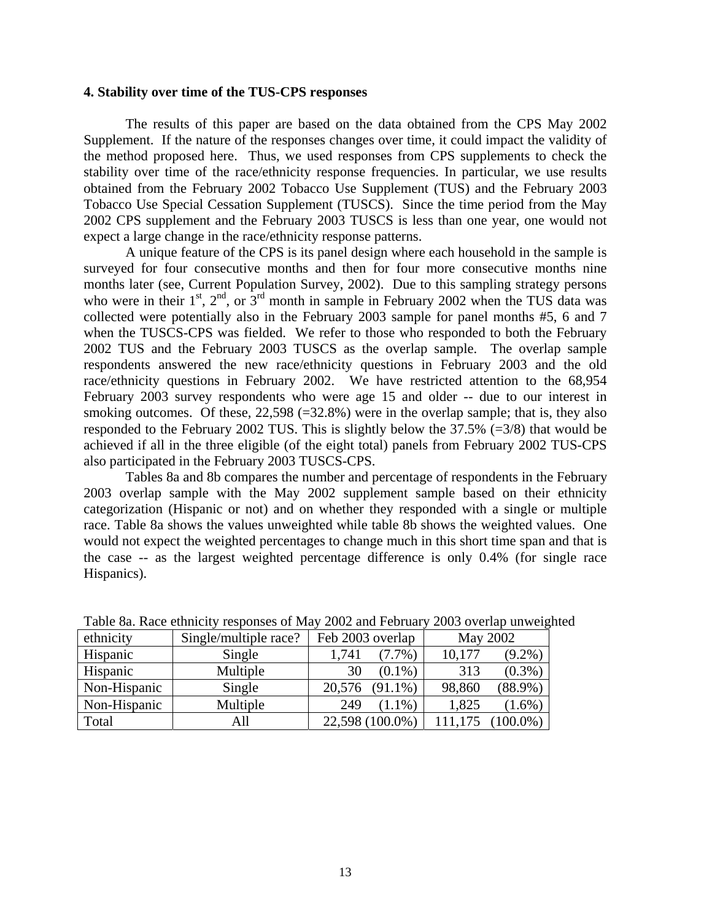### 4. Stability over time of the TUS-CPS responses

The results of this paper are based on the data obtained from the CPS May 2002 Supplement. If the nature of the responses changes over time, it could impact the validity of the method proposed here. Thus, we used responses from CPS supplements to check the stability over time of the race/ethnicity response frequencies. In particular, we use results obtained from the February 2002 Tobacco Use Supplement (TUS) and the February 2003 Tobacco Use Special Cessation Supplement (TUSCS). Since the time period from the May 2002 CPS supplement and the February 2003 TUSCS is less than one year, one would not expect a large change in the race/ethnicity response patterns.

A unique feature of the CPS is its panel design where each household in the sample is surveyed for four consecutive months and then for four more consecutive months nine months later (see, Current Population Survey, 2002). Due to this sampling strategy persons who were in their 1st, 2nd, or 3rd month in sample in February 2002 when the TUS data was collected were potentially also in the February 2003 sample for panel months #5, 6 and 7 when the TUSCS-CPS was fielded. We refer to those who responded to both the February 2002 TUS and the February 2003 TUSCS as the overlap sample. The overlap sample respondents answered the new race/ethnicity questions in February 2003 and the old race/ethnicity questions in February 2002. We have restricted attention to the 68,954 February 2003 survey respondents who were age 15 and older -- due to our interest in smoking outcomes. Of these, 22,598 (=32.8%) were in the overlap sample; that is, they also responded to the February 2002 TUS. This is slightly below the 37.5% (=3/8) that would be achieved if all in the three eligible (of the eight total) panels from February 2002 TUS-CPS also participated in the February 2003 TUSCS-CPS.

Tables 8a and 8b compares the number and percentage of respondents in the February 2003 overlap sample with the May 2002 supplement sample based on their ethnicity categorization (Hispanic or not) and on whether they responded with a single or multiple race. Table 8a shows the values unweighted while table 8b shows the weighted values. One would not expect the weighted percentages to change much in this short time span and that is the case -- as the largest weighted percentage difference is only 0.4% (for single race Hispanics).

Table 8a. Race ethnicity responses of May 2002 and February 2003 overlap unweighted

| ethnicity | Single/multiple race? | Feb 2003 overlap | May 2002 |
|---|---|---|---|
| Hispanic | Single | 1,741 (7.7%) | 10,177 (9.2%) |
| Hispanic | Multiple | 30 (0.1%) | 313 (0.3%) |
| Non-Hispanic | Single | 20,576 (91.1%) | 98,860 (88.9%) |
| Non-Hispanic | Multiple | 249 (1.1%) | 1,825 (1.6%) |
| Total | All | 22,598 (100.0%) | 111,175 (100.0%) |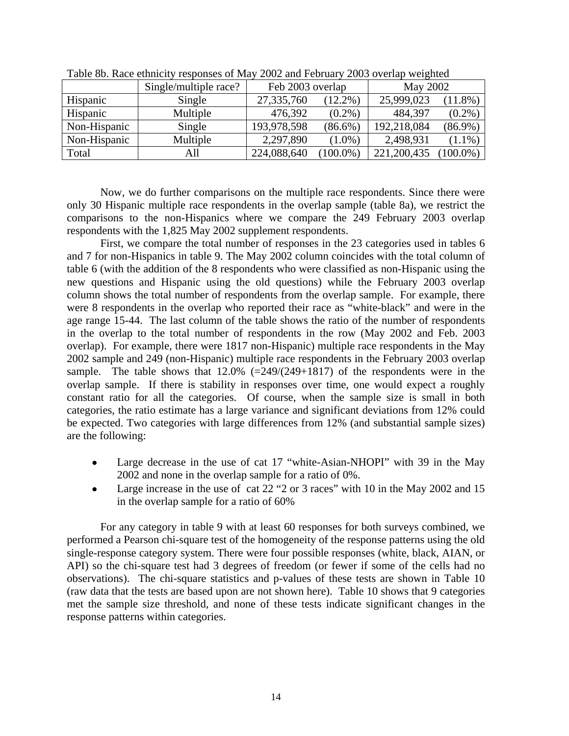Table 8b. Race ethnicity responses of May 2002 and February 2003 overlap weighted

| | Single/multiple race? | Feb 2003 overlap | | May 2002 | |
|---|---|---|---|---|---|
| Hispanic | Single | 27,335,760 | (12.2%) | 25,999,023 | (11.8%) |
| Hispanic | Multiple | 476,392 | (0.2%) | 484,397 | (0.2%) |
| Non-Hispanic | Single | 193,978,598 | (86.6%) | 192,218,084 | (86.9%) |
| Non-Hispanic | Multiple | 2,297,890 | (1.0%) | 2,498,931 | (1.1%) |
| Total | All | 224,088,640 | (100.0%) | 221,200,435 | (100.0%) |

Now, we do further comparisons on the multiple race respondents. Since there were only 30 Hispanic multiple race respondents in the overlap sample (table 8a), we restrict the comparisons to the non-Hispanics where we compare the 249 February 2003 overlap respondents with the 1,825 May 2002 supplement respondents.

First, we compare the total number of responses in the 23 categories used in tables 6 and 7 for non-Hispanics in table 9. The May 2002 column coincides with the total column of table 6 (with the addition of the 8 respondents who were classified as non-Hispanic using the new questions and Hispanic using the old questions) while the February 2003 overlap column shows the total number of respondents from the overlap sample. For example, there were 8 respondents in the overlap who reported their race as "white-black" and were in the age range 15-44. The last column of the table shows the ratio of the number of respondents in the overlap to the total number of respondents in the row (May 2002 and Feb. 2003 overlap). For example, there were 1817 non-Hispanic) multiple race respondents in the May 2002 sample and 249 (non-Hispanic) multiple race respondents in the February 2003 overlap sample. The table shows that 12.0% (=249/(249+1817) of the respondents were in the overlap sample. If there is stability in responses over time, one would expect a roughly constant ratio for all the categories. Of course, when the sample size is small in both categories, the ratio estimate has a large variance and significant deviations from 12% could be expected. Two categories with large differences from 12% (and substantial sample sizes) are the following:

- Large decrease in the use of cat 17 "white-Asian-NHOPI" with 39 in the May 2002 and none in the overlap sample for a ratio of 0%.
- Large increase in the use of cat 22 "2 or 3 races" with 10 in the May 2002 and 15 in the overlap sample for a ratio of 60%

For any category in table 9 with at least 60 responses for both surveys combined, we performed a Pearson chi-square test of the homogeneity of the response patterns using the old single-response category system. There were four possible responses (white, black, AIAN, or API) so the chi-square test had 3 degrees of freedom (or fewer if some of the cells had no observations). The chi-square statistics and p-values of these tests are shown in Table 10 (raw data that the tests are based upon are not shown here). Table 10 shows that 9 categories met the sample size threshold, and none of these tests indicate significant changes in the response patterns within categories.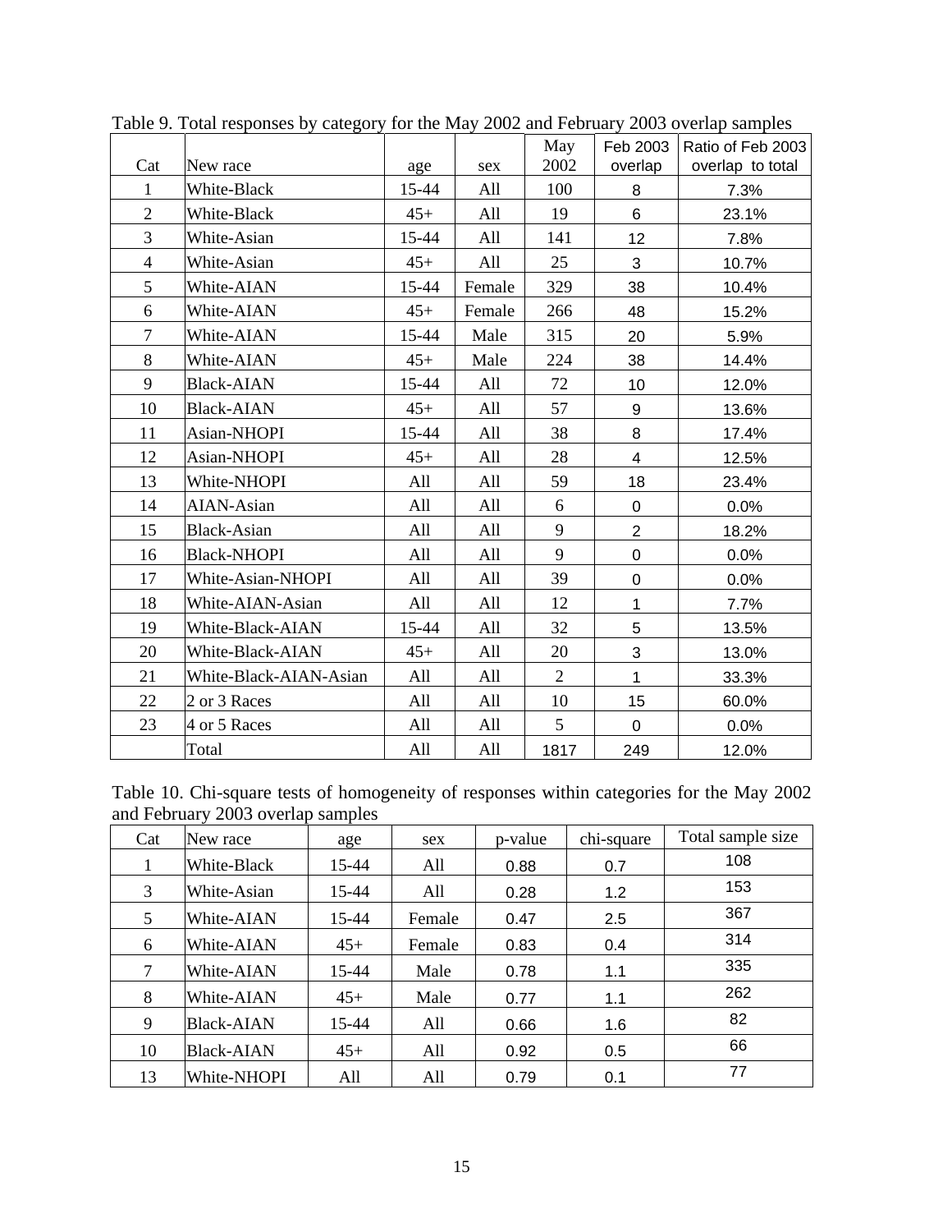Table 9. Total responses by category for the May 2002 and February 2003 overlap samples

| Cat | New race | age | sex | May 2002 | Feb 2003 overlap | Ratio of Feb 2003 overlap to total |
|---|---|---|---|---|---|---|
| 1 | White-Black | 15-44 | All | 100 | 8 | 7.3% |
| 2 | White-Black | 45+ | All | 19 | 6 | 23.1% |
| 3 | White-Asian | 15-44 | All | 141 | 12 | 7.8% |
| 4 | White-Asian | 45+ | All | 25 | 3 | 10.7% |
| 5 | White-AIAN | 15-44 | Female | 329 | 38 | 10.4% |
| 6 | White-AIAN | 45+ | Female | 266 | 48 | 15.2% |
| 7 | White-AIAN | 15-44 | Male | 315 | 20 | 5.9% |
| 8 | White-AIAN | 45+ | Male | 224 | 38 | 14.4% |
| 9 | Black-AIAN | 15-44 | All | 72 | 10 | 12.0% |
| 10 | Black-AIAN | 45+ | All | 57 | 9 | 13.6% |
| 11 | Asian-NHOPI | 15-44 | All | 38 | 8 | 17.4% |
| 12 | Asian-NHOPI | 45+ | All | 28 | 4 | 12.5% |
| 13 | White-NHOPI | All | All | 59 | 18 | 23.4% |
| 14 | AIAN-Asian | All | All | 6 | 0 | 0.0% |
| 15 | Black-Asian | All | All | 9 | 2 | 18.2% |
| 16 | Black-NHOPI | All | All | 9 | 0 | 0.0% |
| 17 | White-Asian-NHOPI | All | All | 39 | 0 | 0.0% |
| 18 | White-AIAN-Asian | All | All | 12 | 1 | 7.7% |
| 19 | White-Black-AIAN | 15-44 | All | 32 | 5 | 13.5% |
| 20 | White-Black-AIAN | 45+ | All | 20 | 3 | 13.0% |
| 21 | White-Black-AIAN-Asian | All | All | 2 | 1 | 33.3% |
| 22 | 2 or 3 Races | All | All | 10 | 15 | 60.0% |
| 23 | 4 or 5 Races | All | All | 5 | 0 | 0.0% |
| | Total | All | All | 1817 | 249 | 12.0% |

Table 10. Chi-square tests of homogeneity of responses within categories for the May 2002 and February 2003 overlap samples

| Cat | New race | age | sex | p-value | chi-square | Total sample size |
|---|---|---|---|---|---|---|
| 1 | White-Black | 15-44 | All | 0.88 | 0.7 | 108 |
| 3 | White-Asian | 15-44 | All | 0.28 | 1.2 | 153 |
| 5 | White-AIAN | 15-44 | Female | 0.47 | 2.5 | 367 |
| 6 | White-AIAN | 45+ | Female | 0.83 | 0.4 | 314 |
| 7 | White-AIAN | 15-44 | Male | 0.78 | 1.1 | 335 |
| 8 | White-AIAN | 45+ | Male | 0.77 | 1.1 | 262 |
| 9 | Black-AIAN | 15-44 | All | 0.66 | 1.6 | 82 |
| 10 | Black-AIAN | 45+ | All | 0.92 | 0.5 | 66 |
| 13 | White-NHOPI | All | All | 0.79 | 0.1 | 77 |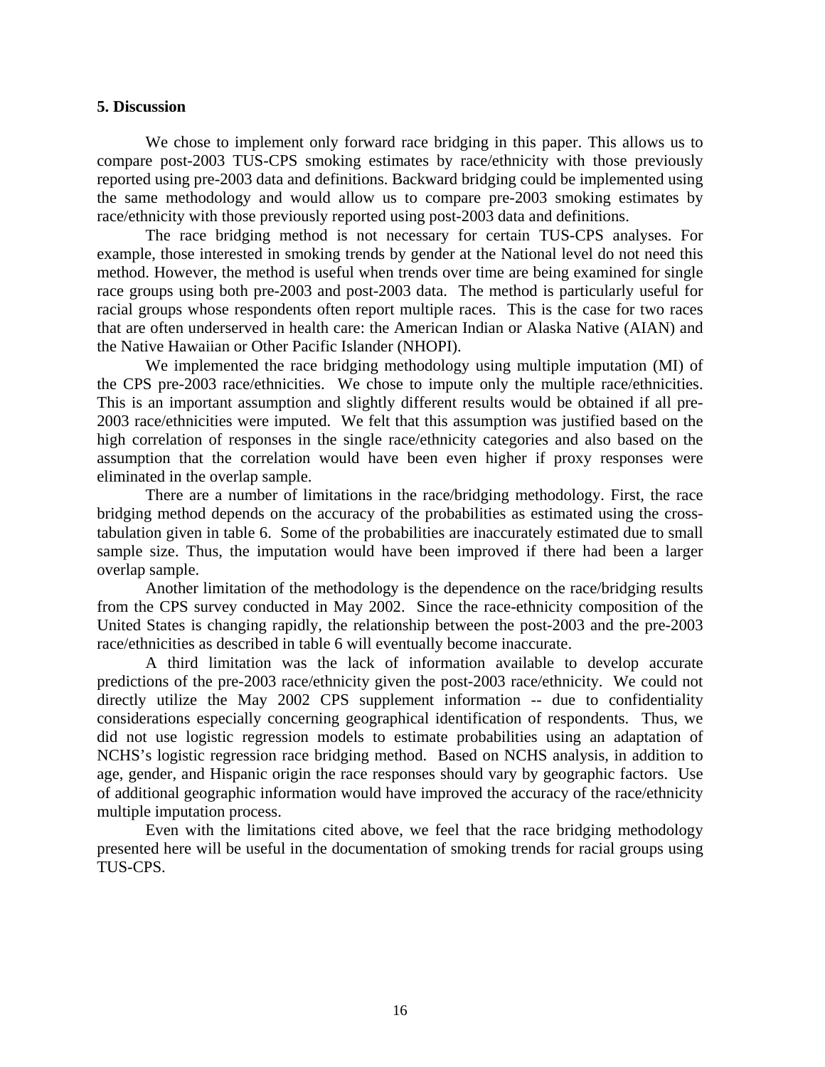## 5. Discussion

We chose to implement only forward race bridging in this paper. This allows us to compare post-2003 TUS-CPS smoking estimates by race/ethnicity with those previously reported using pre-2003 data and definitions. Backward bridging could be implemented using the same methodology and would allow us to compare pre-2003 smoking estimates by race/ethnicity with those previously reported using post-2003 data and definitions.

The race bridging method is not necessary for certain TUS-CPS analyses. For example, those interested in smoking trends by gender at the National level do not need this method. However, the method is useful when trends over time are being examined for single race groups using both pre-2003 and post-2003 data. The method is particularly useful for racial groups whose respondents often report multiple races. This is the case for two races that are often underserved in health care: the American Indian or Alaska Native (AIAN) and the Native Hawaiian or Other Pacific Islander (NHOPI).

We implemented the race bridging methodology using multiple imputation (MI) of the CPS pre-2003 race/ethnicities. We chose to impute only the multiple race/ethnicities. This is an important assumption and slightly different results would be obtained if all pre-2003 race/ethnicities were imputed. We felt that this assumption was justified based on the high correlation of responses in the single race/ethnicity categories and also based on the assumption that the correlation would have been even higher if proxy responses were eliminated in the overlap sample.

There are a number of limitations in the race/bridging methodology. First, the race bridging method depends on the accuracy of the probabilities as estimated using the cross-tabulation given in table 6. Some of the probabilities are inaccurately estimated due to small sample size. Thus, the imputation would have been improved if there had been a larger overlap sample.

Another limitation of the methodology is the dependence on the race/bridging results from the CPS survey conducted in May 2002. Since the race-ethnicity composition of the United States is changing rapidly, the relationship between the post-2003 and the pre-2003 race/ethnicities as described in table 6 will eventually become inaccurate.

A third limitation was the lack of information available to develop accurate predictions of the pre-2003 race/ethnicity given the post-2003 race/ethnicity. We could not directly utilize the May 2002 CPS supplement information -- due to confidentiality considerations especially concerning geographical identification of respondents. Thus, we did not use logistic regression models to estimate probabilities using an adaptation of NCHS's logistic regression race bridging method. Based on NCHS analysis, in addition to age, gender, and Hispanic origin the race responses should vary by geographic factors. Use of additional geographic information would have improved the accuracy of the race/ethnicity multiple imputation process.

Even with the limitations cited above, we feel that the race bridging methodology presented here will be useful in the documentation of smoking trends for racial groups using TUS-CPS.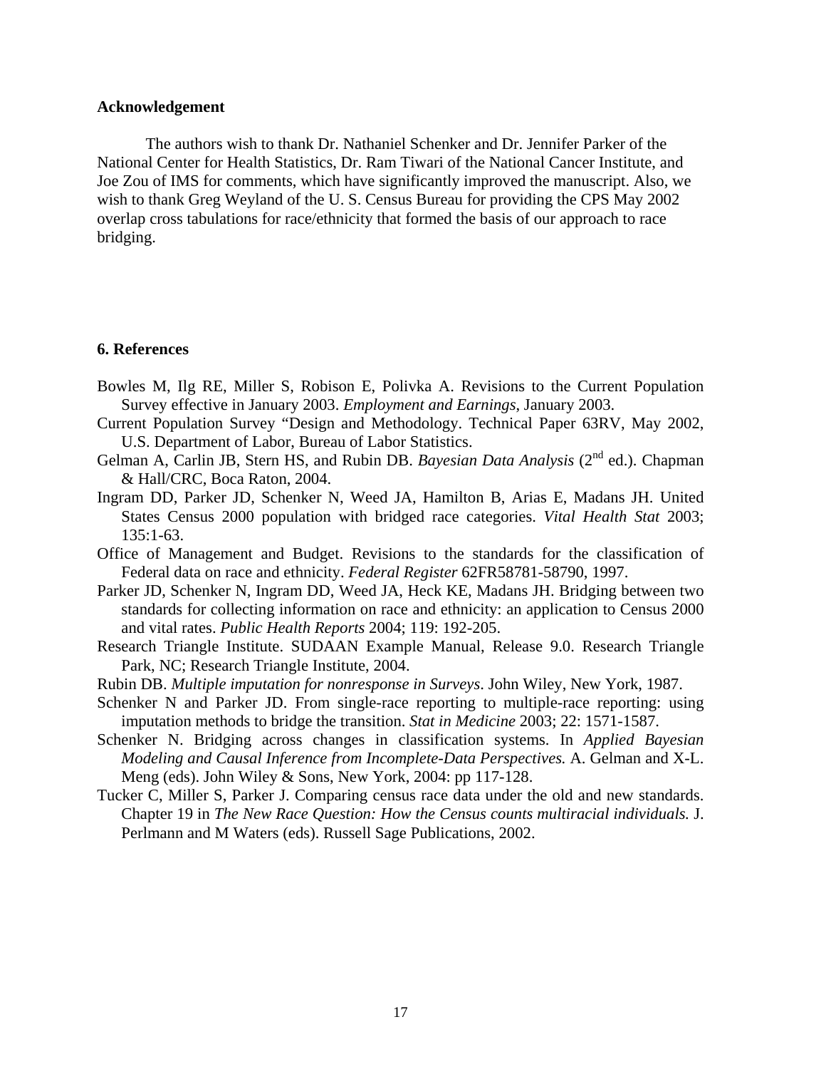## Acknowledgement

The authors wish to thank Dr. Nathaniel Schenker and Dr. Jennifer Parker of the National Center for Health Statistics, Dr. Ram Tiwari of the National Cancer Institute, and Joe Zou of IMS for comments, which have significantly improved the manuscript. Also, we wish to thank Greg Weyland of the U. S. Census Bureau for providing the CPS May 2002 overlap cross tabulations for race/ethnicity that formed the basis of our approach to race bridging.

## 6. References

Bowles M, Ilg RE, Miller S, Robison E, Polivka A. Revisions to the Current Population Survey effective in January 2003. *Employment and Earnings*, January 2003.

Current Population Survey "Design and Methodology. Technical Paper 63RV, May 2002, U.S. Department of Labor, Bureau of Labor Statistics.

Gelman A, Carlin JB, Stern HS, and Rubin DB. *Bayesian Data Analysis* (2nd ed.). Chapman & Hall/CRC, Boca Raton, 2004.

Ingram DD, Parker JD, Schenker N, Weed JA, Hamilton B, Arias E, Madans JH. United States Census 2000 population with bridged race categories. *Vital Health Stat* 2003; 135:1-63.

Office of Management and Budget. Revisions to the standards for the classification of Federal data on race and ethnicity. *Federal Register* 62FR58781-58790, 1997.

Parker JD, Schenker N, Ingram DD, Weed JA, Heck KE, Madans JH. Bridging between two standards for collecting information on race and ethnicity: an application to Census 2000 and vital rates. *Public Health Reports* 2004; 119: 192-205.

Research Triangle Institute. SUDAAN Example Manual, Release 9.0. Research Triangle Park, NC; Research Triangle Institute, 2004.

Rubin DB. *Multiple imputation for nonresponse in Surveys*. John Wiley, New York, 1987.

Schenker N and Parker JD. From single-race reporting to multiple-race reporting: using imputation methods to bridge the transition. *Stat in Medicine* 2003; 22: 1571-1587.

Schenker N. Bridging across changes in classification systems. In *Applied Bayesian Modeling and Causal Inference from Incomplete-Data Perspectives.* A. Gelman and X-L. Meng (eds). John Wiley & Sons, New York, 2004: pp 117-128.

Tucker C, Miller S, Parker J. Comparing census race data under the old and new standards. Chapter 19 in *The New Race Question: How the Census counts multiracial individuals.* J. Perlmann and M Waters (eds). Russell Sage Publications, 2002.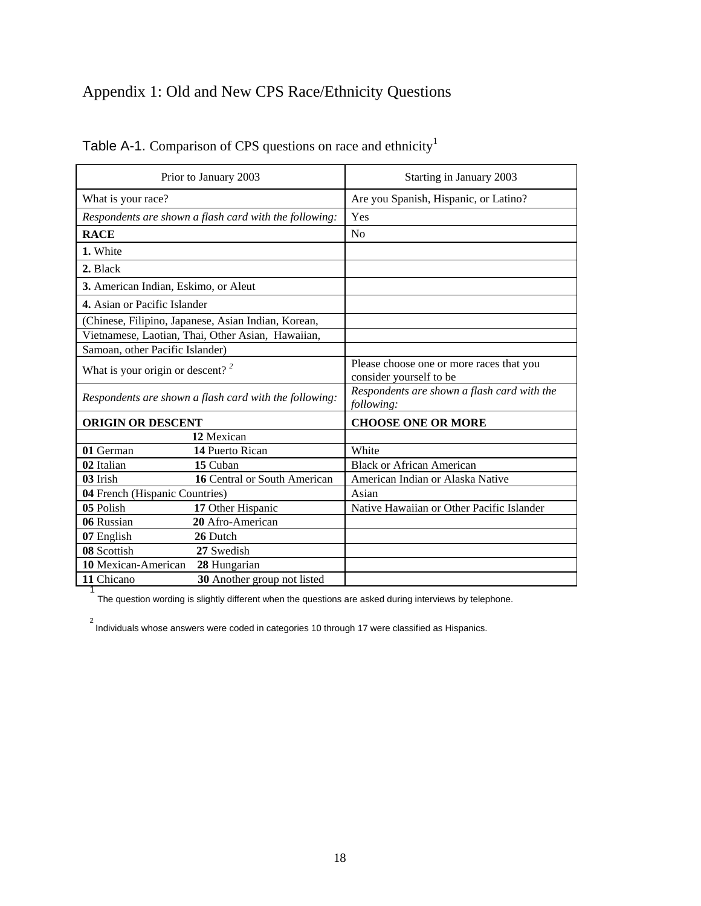# Appendix 1: Old and New CPS Race/Ethnicity Questions

Table A-1. Comparison of CPS questions on race and ethnicity[1]

| Prior to January 2003 | Starting in January 2003 |
|---|---|
| What is your race? | Are you Spanish, Hispanic, or Latino? |
| *Respondents are shown a flash card with the following:* | Yes |
| **RACE** | No |
| **1.** White | |
| **2.** Black | |
| **3.** American Indian, Eskimo, or Aleut | |
| **4.** Asian or Pacific Islander | |
| (Chinese, Filipino, Japanese, Asian Indian, Korean, | |
| Vietnamese, Laotian, Thai, Other Asian, Hawaiian, | |
| Samoan, other Pacific Islander) | |
| What is your origin or descent? [2] | Please choose one or more races that you consider yourself to be |
| *Respondents are shown a flash card with the following:* | *Respondents are shown a flash card with the following:* |
| **ORIGIN OR DESCENT** | **CHOOSE ONE OR MORE** |
| **12** Mexican | |
| **01** German **14** Puerto Rican | White |
| **02** Italian **15** Cuban | Black or African American |
| **03** Irish **16** Central or South American | American Indian or Alaska Native |
| **04** French (Hispanic Countries) | Asian |
| **05** Polish **17** Other Hispanic | Native Hawaiian or Other Pacific Islander |
| **06** Russian **20** Afro-American | |
| **07** English **26** Dutch | |
| **08** Scottish **27** Swedish | |
| **10** Mexican-American **28** Hungarian | |
| **11** Chicano **30** Another group not listed | |

[1] The question wording is slightly different when the questions are asked during interviews by telephone.

[2] Individuals whose answers were coded in categories 10 through 17 were classified as Hispanics.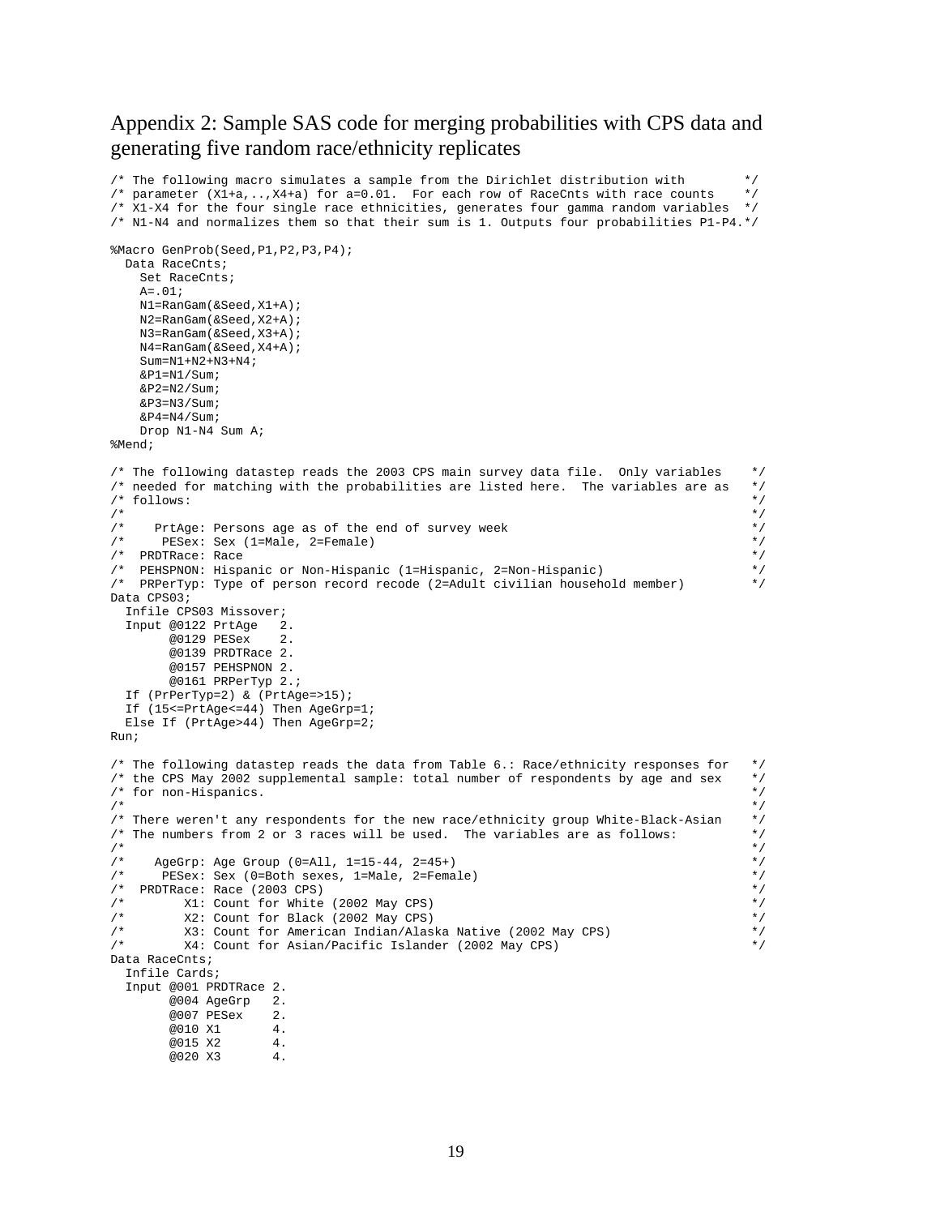# Appendix 2: Sample SAS code for merging probabilities with CPS data and generating five random race/ethnicity replicates

```
/* The following macro simulates a sample from the Dirichlet distribution with        */
/* parameter (X1+a,..,X4+a) for a=0.01.  For each row of RaceCnts with race counts    */
/* X1-X4 for the four single race ethnicities, generates four gamma random variables  */
/* N1-N4 and normalizes them so that their sum is 1. Outputs four probabilities P1-P4.*/

%Macro GenProb(Seed,P1,P2,P3,P4);
  Data RaceCnts;
    Set RaceCnts;
    A=.01;
    N1=RanGam(&Seed,X1+A);
    N2=RanGam(&Seed,X2+A);
    N3=RanGam(&Seed,X3+A);
    N4=RanGam(&Seed,X4+A);
    Sum=N1+N2+N3+N4;
    &P1=N1/Sum;
    &P2=N2/Sum;
    &P3=N3/Sum;
    &P4=N4/Sum;
    Drop N1-N4 Sum A;
%Mend;

/* The following datastep reads the 2003 CPS main survey data file.  Only variables    */
/* needed for matching with the probabilities are listed here.  The variables are as   */
/* follows:                                                                            */
/*                                                                                     */
/*    PrtAge: Persons age as of the end of survey week                                 */
/*     PESex: Sex (1=Male, 2=Female)                                                   */
/*  PRDTRace: Race                                                                     */
/*  PEHSPNON: Hispanic or Non-Hispanic (1=Hispanic, 2=Non-Hispanic)                    */
/*  PRPerTyp: Type of person record recode (2=Adult civilian household member)         */
Data CPS03;
  Infile CPS03 Missover;
  Input @0122 PrtAge   2.
        @0129 PESex    2.
        @0139 PRDTRace 2.
        @0157 PEHSPNON 2.
        @0161 PRPerTyp 2.;
  If (PrPerTyp=2) & (PrtAge=>15);
  If (15<=PrtAge<=44) Then AgeGrp=1;
  Else If (PrtAge>44) Then AgeGrp=2;
Run;

/* The following datastep reads the data from Table 6.: Race/ethnicity responses for   */
/* the CPS May 2002 supplemental sample: total number of respondents by age and sex    */
/* for non-Hispanics.                                                                  */
/*                                                                                     */
/* There weren't any respondents for the new race/ethnicity group White-Black-Asian    */
/* The numbers from 2 or 3 races will be used.  The variables are as follows:          */
/*                                                                                     */
/*    AgeGrp: Age Group (0=All, 1=15-44, 2=45+)                                        */
/*     PESex: Sex (0=Both sexes, 1=Male, 2=Female)                                     */
/*  PRDTRace: Race (2003 CPS)                                                          */
/*        X1: Count for White (2002 May CPS)                                           */
/*        X2: Count for Black (2002 May CPS)                                           */
/*        X3: Count for American Indian/Alaska Native (2002 May CPS)                   */
/*        X4: Count for Asian/Pacific Islander (2002 May CPS)                          */
Data RaceCnts;
  Infile Cards;
  Input @001 PRDTRace 2.
        @004 AgeGrp   2.
        @007 PESex    2.
        @010 X1       4.
        @015 X2       4.
        @020 X3       4.
```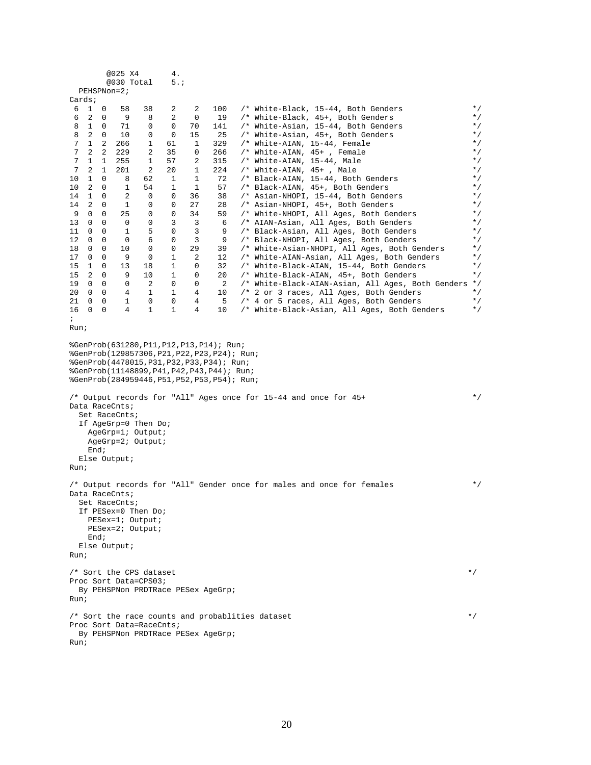```
        @025 X4       4.
        @030 Total    5.;
  PEHSPNon=2;
Cards;
 6  1  0   58   38    2    2   100   /* White-Black, 15-44, Both Genders              */
 6  2  0    9    8    2    0    19   /* White-Black, 45+, Both Genders                */
 8  1  0   71    0    0   70   141   /* White-Asian, 15-44, Both Genders              */
 8  2  0   10    0    0   15    25   /* White-Asian, 45+, Both Genders                */
 7  1  2  266    1   61    1   329   /* White-AIAN, 15-44, Female                     */
 7  2  2  229    2   35    0   266   /* White-AIAN, 45+ , Female                      */
 7  1  1  255    1   57    2   315   /* White-AIAN, 15-44, Male                       */
 7  2  1  201    2   20    1   224   /* White-AIAN, 45+ , Male                        */
10  1  0    8   62    1    1    72   /* Black-AIAN, 15-44, Both Genders               */
10  2  0    1   54    1    1    57   /* Black-AIAN, 45+, Both Genders                 */
14  1  0    2    0    0   36    38   /* Asian-NHOPI, 15-44, Both Genders              */
14  2  0    1    0    0   27    28   /* Asian-NHOPI, 45+, Both Genders                */
 9  0  0   25    0    0   34    59   /* White-NHOPI, All Ages, Both Genders           */
13  0  0    0    0    3    3     6   /* AIAN-Asian, All Ages, Both Genders            */
11  0  0    1    5    0    3     9   /* Black-Asian, All Ages, Both Genders           */
12  0  0    0    6    0    3     9   /* Black-NHOPI, All Ages, Both Genders           */
18  0  0   10    0    0   29    39   /* White-Asian-NHOPI, All Ages, Both Genders     */
17  0  0    9    0    1    2    12   /* White-AIAN-Asian, All Ages, Both Genders      */
15  1  0   13   18    1    0    32   /* White-Black-AIAN, 15-44, Both Genders         */
15  2  0    9   10    1    0    20   /* White-Black-AIAN, 45+, Both Genders           */
19  0  0    0    2    0    0     2   /* White-Black-AIAN-Asian, All Ages, Both Genders */
20  0  0    4    1    1    4    10   /* 2 or 3 races, All Ages, Both Genders          */
21  0  0    1    0    0    4     5   /* 4 or 5 races, All Ages, Both Genders          */
16  0  0    4    1    1    4    10   /* White-Black-Asian, All Ages, Both Genders     */
;
Run;

%GenProb(631280,P11,P12,P13,P14); Run;
%GenProb(129857306,P21,P22,P23,P24); Run;
%GenProb(4478015,P31,P32,P33,P34); Run;
%GenProb(11148899,P41,P42,P43,P44); Run;
%GenProb(284959446,P51,P52,P53,P54); Run;

/* Output records for "All" Ages once for 15-44 and once for 45+                 */
Data RaceCnts;
  Set RaceCnts;
  If AgeGrp=0 Then Do;
    AgeGrp=1; Output;
    AgeGrp=2; Output;
    End;
  Else Output;
Run;

/* Output records for "All" Gender once for males and once for females           */
Data RaceCnts;
  Set RaceCnts;
  If PESex=0 Then Do;
    PESex=1; Output;
    PESex=2; Output;
    End;
  Else Output;
Run;

/* Sort the CPS dataset                                                         */
Proc Sort Data=CPS03;
  By PEHSPNon PRDTRace PESex AgeGrp;
Run;

/* Sort the race counts and probablities dataset                                */
Proc Sort Data=RaceCnts;
  By PEHSPNon PRDTRace PESex AgeGrp;
Run;
```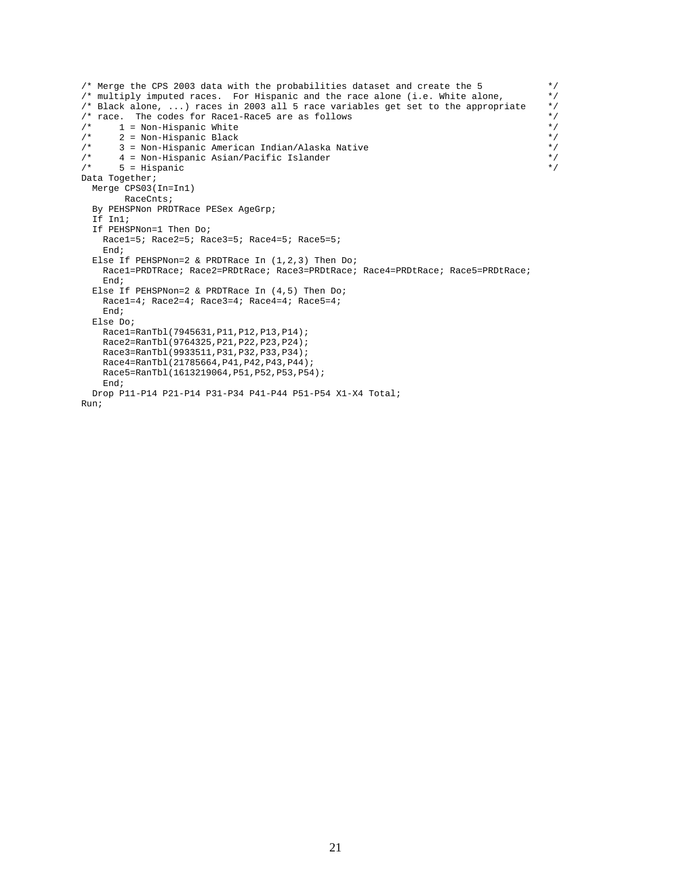```
/* Merge the CPS 2003 data with the probabilities dataset and create the 5           */
/* multiply imputed races.  For Hispanic and the race alone (i.e. White alone,       */
/* Black alone, ...) races in 2003 all 5 race variables get set to the appropriate   */
/* race.  The codes for Race1-Race5 are as follows                                   */
/*     1 = Non-Hispanic White                                                        */
/*     2 = Non-Hispanic Black                                                        */
/*     3 = Non-Hispanic American Indian/Alaska Native                                */
/*     4 = Non-Hispanic Asian/Pacific Islander                                       */
/*     5 = Hispanic                                                                  */
Data Together;
  Merge CPS03(In=In1)
        RaceCnts;
  By PEHSPNon PRDTRace PESex AgeGrp;
  If In1;
  If PEHSPNon=1 Then Do;
    Race1=5; Race2=5; Race3=5; Race4=5; Race5=5;
    End;
  Else If PEHSPNon=2 & PRDTRace In (1,2,3) Then Do;
    Race1=PRDTRace; Race2=PRDtRace; Race3=PRDtRace; Race4=PRDtRace; Race5=PRDtRace;
    End;
  Else If PEHSPNon=2 & PRDTRace In (4,5) Then Do;
    Race1=4; Race2=4; Race3=4; Race4=4; Race5=4;
    End;
  Else Do;
    Race1=RanTbl(7945631,P11,P12,P13,P14);
    Race2=RanTbl(9764325,P21,P22,P23,P24);
    Race3=RanTbl(9933511,P31,P32,P33,P34);
    Race4=RanTbl(21785664,P41,P42,P43,P44);
    Race5=RanTbl(1613219064,P51,P52,P53,P54);
    End;
  Drop P11-P14 P21-P14 P31-P34 P41-P44 P51-P54 X1-X4 Total;
Run;
```